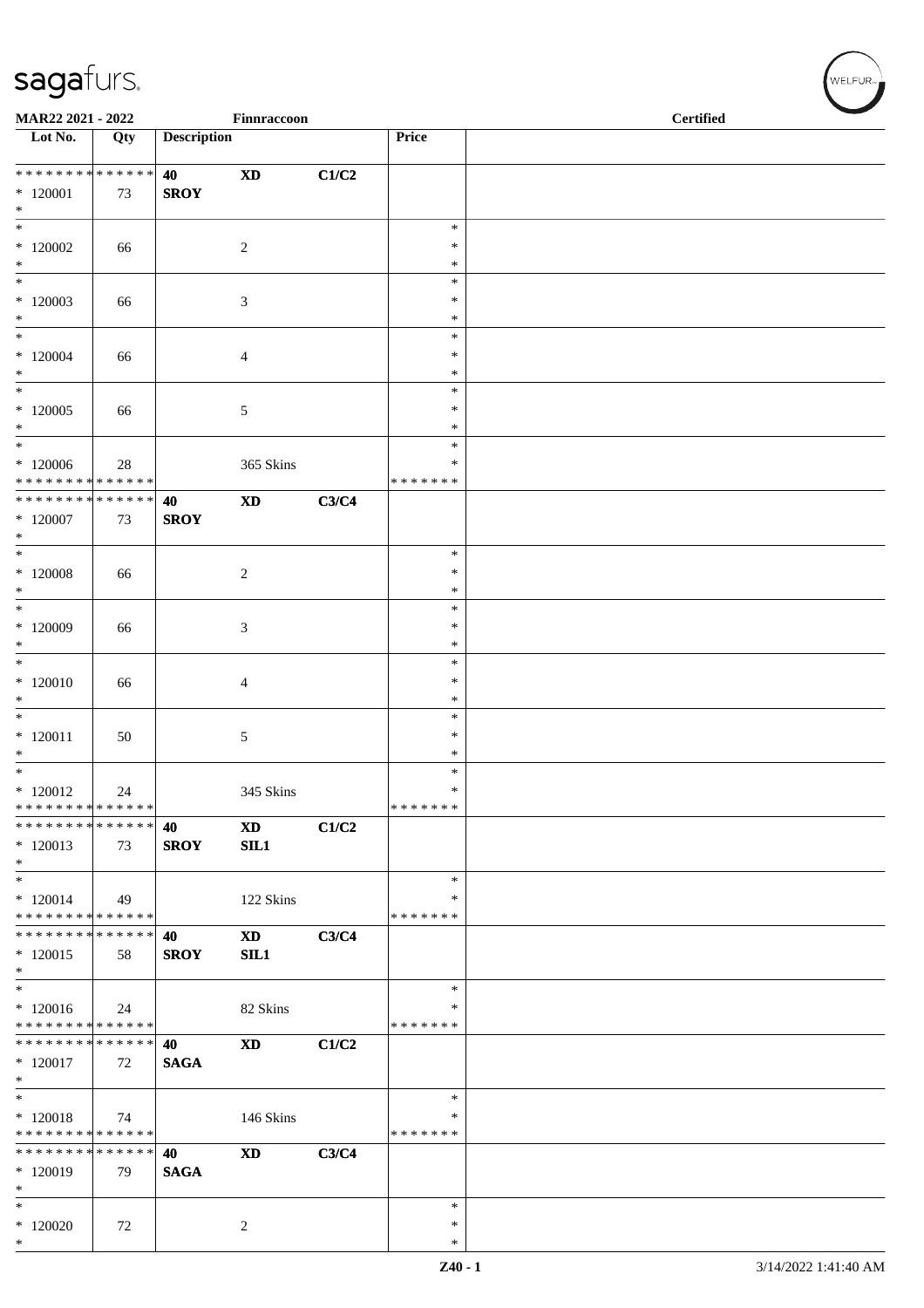sagafurs.

MAR22 2021 - 2022 Finnraccoon Certified

| Lot No. | Qty | Description | | | Price | |
|---|---|---|---|---|---|---|
| * * * * * * * * * * * * * * | | 40 | XD | C1/C2 | | |
| * 120001 | 73 | SROY | | | | |
| * 120002 | 66 | | 2 | | * | |
| * 120003 | 66 | | 3 | | * | |
| * 120004 | 66 | | 4 | | * | |
| * 120005 | 66 | | 5 | | * | |
| * 120006 | 28 | | 365 Skins | | * * * * * * * | |
| * * * * * * * * * * * * * * | | 40 | XD | C3/C4 | | |
| * 120007 | 73 | SROY | | | | |
| * 120008 | 66 | | 2 | | * | |
| * 120009 | 66 | | 3 | | * | |
| * 120010 | 66 | | 4 | | * | |
| * 120011 | 50 | | 5 | | * | |
| * 120012 | 24 | | 345 Skins | | * * * * * * * | |
| * * * * * * * * * * * * * * | | 40 | XD | C1/C2 | | |
| * 120013 | 73 | SROY | SIL1 | | | |
| * 120014 | 49 | | 122 Skins | | * * * * * * * | |
| * * * * * * * * * * * * * * | | 40 | XD | C3/C4 | | |
| * 120015 | 58 | SROY | SIL1 | | | |
| * 120016 | 24 | | 82 Skins | | * * * * * * * | |
| * * * * * * * * * * * * * * | | 40 | XD | C1/C2 | | |
| * 120017 | 72 | SAGA | | | | |
| * 120018 | 74 | | 146 Skins | | * * * * * * * | |
| * * * * * * * * * * * * * * | | 40 | XD | C3/C4 | | |
| * 120019 | 79 | SAGA | | | | |
| * 120020 | 72 | | 2 | | * | |

Z40 - 1 3/14/2022 1:41:40 AM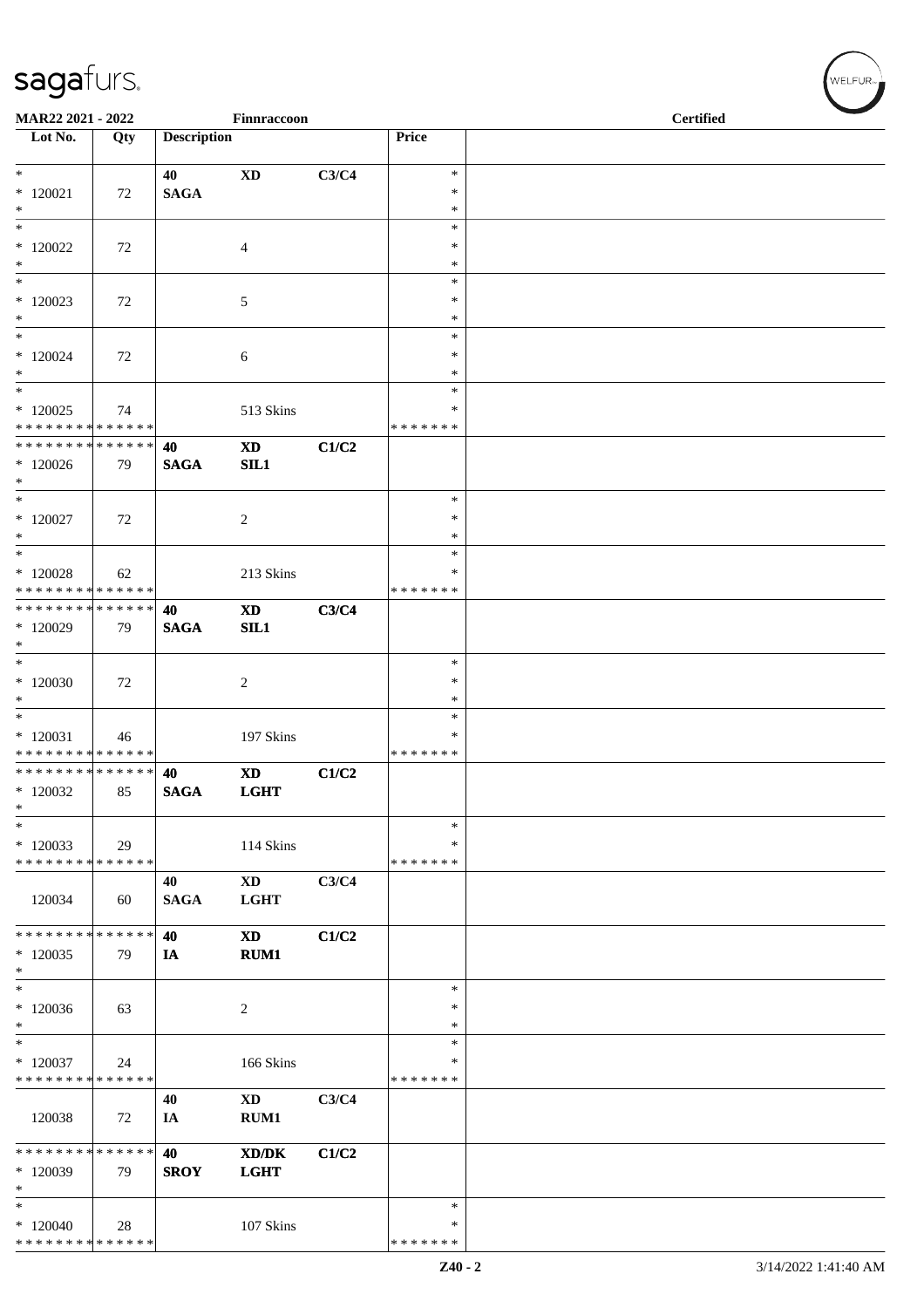**MAR22 2021 - 2022** Finnraccoon **Certified**

| Lot No. | Qty | Description | | | Price | |
|---|---|---|---|---|---|---|
| * | | 40 | XD | C3/C4 | * | |
| * 120021 | 72 | SAGA | | | * | |
| * | | | | | * | |
| * | | | | | * | |
| * 120022 | 72 | | 4 | | * | |
| * | | | | | * | |
| * | | | | | * | |
| * 120023 | 72 | | 5 | | * | |
| * | | | | | * | |
| * | | | | | * | |
| * 120024 | 72 | | 6 | | * | |
| * | | | | | * | |
| * | | | | | * | |
| * 120025 | 74 | | 513 Skins | | * | |
| * * * * * * * * * * * * * * | | | | | * * * * * * * | |
| * * * * * * * * * * * * * * | | 40 | XD | C1/C2 | | |
| * 120026 | 79 | SAGA | SIL1 | | | |
| * | | | | | | |
| * | | | | | * | |
| * 120027 | 72 | | 2 | | * | |
| * | | | | | * | |
| * | | | | | * | |
| * 120028 | 62 | | 213 Skins | | * | |
| * * * * * * * * * * * * * * | | | | | * * * * * * * | |
| * * * * * * * * * * * * * * | | 40 | XD | C3/C4 | | |
| * 120029 | 79 | SAGA | SIL1 | | | |
| * | | | | | | |
| * | | | | | * | |
| * 120030 | 72 | | 2 | | * | |
| * | | | | | * | |
| * | | | | | * | |
| * 120031 | 46 | | 197 Skins | | * | |
| * * * * * * * * * * * * * * | | | | | * * * * * * * | |
| * * * * * * * * * * * * * * | | 40 | XD | C1/C2 | | |
| * 120032 | 85 | SAGA | LGHT | | | |
| * | | | | | | |
| * | | | | | * | |
| * 120033 | 29 | | 114 Skins | | * | |
| * * * * * * * * * * * * * * | | | | | * * * * * * * | |
| | | 40 | XD | C3/C4 | | |
| 120034 | 60 | SAGA | LGHT | | | |
| * * * * * * * * * * * * * * | | 40 | XD | C1/C2 | | |
| * 120035 | 79 | IA | RUM1 | | | |
| * | | | | | | |
| * | | | | | * | |
| * 120036 | 63 | | 2 | | * | |
| * | | | | | * | |
| * | | | | | * | |
| * 120037 | 24 | | 166 Skins | | * | |
| * * * * * * * * * * * * * * | | | | | * * * * * * * | |
| | | 40 | XD | C3/C4 | | |
| 120038 | 72 | IA | RUM1 | | | |
| * * * * * * * * * * * * * * | | 40 | XD/DK | C1/C2 | | |
| * 120039 | 79 | SROY | LGHT | | | |
| * | | | | | | |
| * | | | | | * | |
| * 120040 | 28 | | 107 Skins | | * | |
| * * * * * * * * * * * * * * | | | | | * * * * * * * | |

Z40 - 2 3/14/2022 1:41:40 AM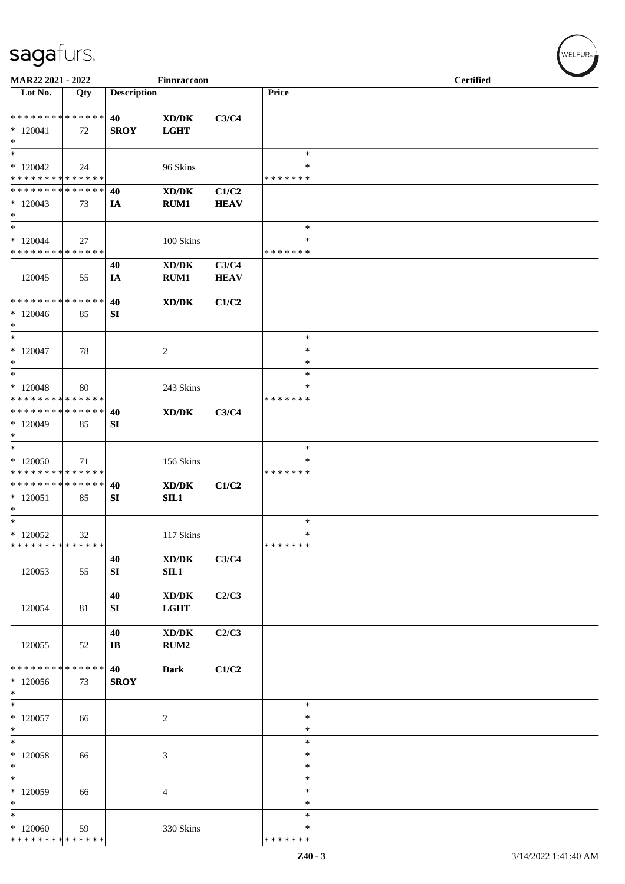| Lot No. | Qty | Description | | | Price | |
|---|---|---|---|---|---|---|
| * * * * * * * * * * * * * * | | 40 | XD/DK | C3/C4 | | |
| * 120041 | 72 | SROY | LGHT | | | |
| * | | | | | | |
| * | | | | | * | |
| * 120042 | 24 | | 96 Skins | | * | |
| * * * * * * * * * * * * * * | | | | | * * * * * * * | |
| * * * * * * * * * * * * * * | | 40 | XD/DK | C1/C2 | | |
| * 120043 | 73 | IA | RUM1 | HEAV | | |
| * | | | | | | |
| * | | | | | * | |
| * 120044 | 27 | | 100 Skins | | * | |
| * * * * * * * * * * * * * * | | | | | * * * * * * * | |
| | | 40 | XD/DK | C3/C4 | | |
| 120045 | 55 | IA | RUM1 | HEAV | | |
| * * * * * * * * * * * * * * | | 40 | XD/DK | C1/C2 | | |
| * 120046 | 85 | SI | | | | |
| * | | | | | | |
| * | | | | | * | |
| * 120047 | 78 | | 2 | | * | |
| * | | | | | * | |
| * | | | | | * | |
| * 120048 | 80 | | 243 Skins | | * | |
| * * * * * * * * * * * * * * | | | | | * * * * * * * | |
| * * * * * * * * * * * * * * | | 40 | XD/DK | C3/C4 | | |
| * 120049 | 85 | SI | | | | |
| * | | | | | | |
| * | | | | | * | |
| * 120050 | 71 | | 156 Skins | | * | |
| * * * * * * * * * * * * * * | | | | | * * * * * * * | |
| * * * * * * * * * * * * * * | | 40 | XD/DK | C1/C2 | | |
| * 120051 | 85 | SI | SIL1 | | | |
| * | | | | | | |
| * | | | | | * | |
| * 120052 | 32 | | 117 Skins | | * | |
| * * * * * * * * * * * * * * | | | | | * * * * * * * | |
| | | 40 | XD/DK | C3/C4 | | |
| 120053 | 55 | SI | SIL1 | | | |
| | | 40 | XD/DK | C2/C3 | | |
| 120054 | 81 | SI | LGHT | | | |
| | | 40 | XD/DK | C2/C3 | | |
| 120055 | 52 | IB | RUM2 | | | |
| * * * * * * * * * * * * * * | | 40 | Dark | C1/C2 | | |
| * 120056 | 73 | SROY | | | | |
| * | | | | | | |
| * | | | | | * | |
| * 120057 | 66 | | 2 | | * | |
| * | | | | | * | |
| * | | | | | * | |
| * 120058 | 66 | | 3 | | * | |
| * | | | | | * | |
| * | | | | | * | |
| * 120059 | 66 | | 4 | | * | |
| * | | | | | * | |
| * | | | | | * | |
| * 120060 | 59 | | 330 Skins | | * | |
| * * * * * * * * * * * * * * | | | | | * * * * * * * | |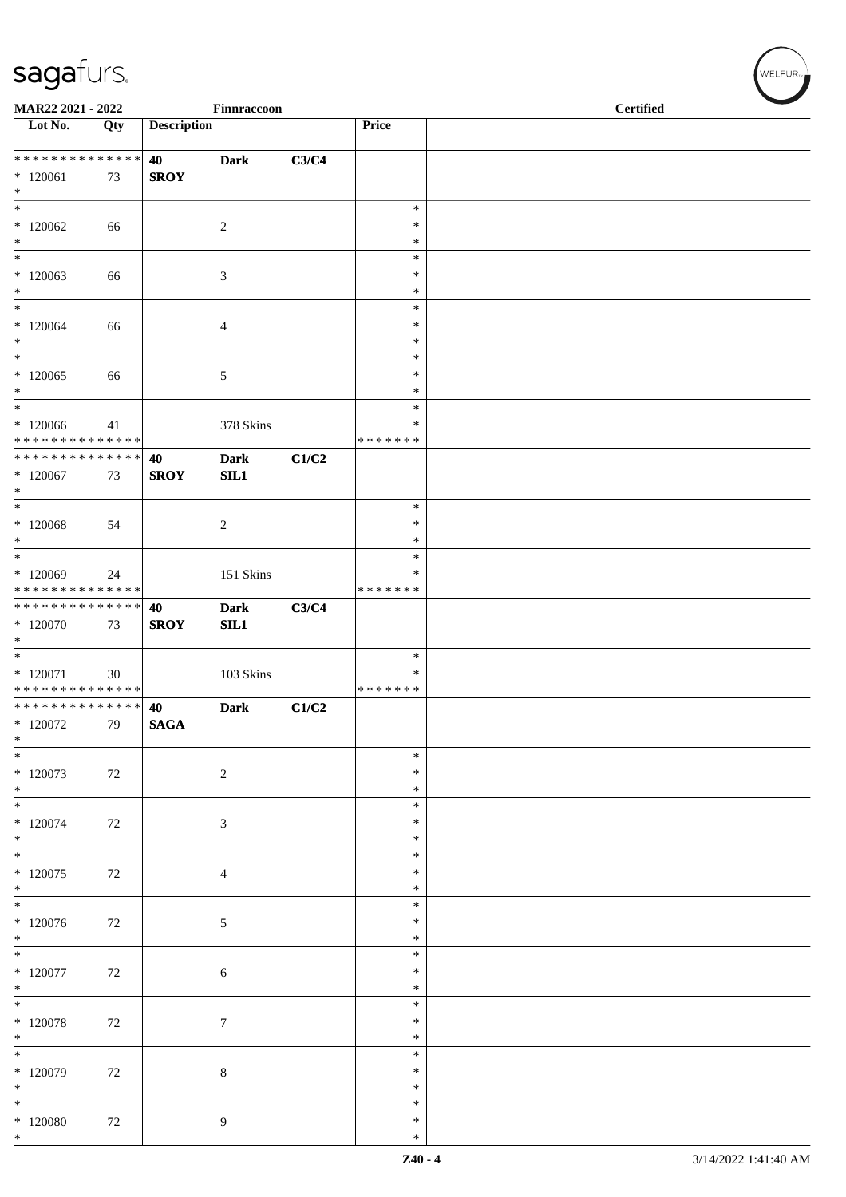| Lot No. | Qty | Description | | | Price | |
|---|---|---|---|---|---|---|
| * * * * * * * * * * * * * * | | 40 | Dark | C3/C4 | | |
| * 120061 | 73 | SROY | | | | |
| * | | | | | | |
| * 120062 | 66 | | 2 | | * | |
| * 120063 | 66 | | 3 | | * | |
| * 120064 | 66 | | 4 | | * | |
| * 120065 | 66 | | 5 | | * | |
| * 120066 | 41 | | 378 Skins | | * | |
| * * * * * * * * * * * * * * | | | | | * * * * * * * | |
| * * * * * * * * * * * * * * | | 40 | Dark | C1/C2 | | |
| * 120067 | 73 | SROY | SIL1 | | | |
| * 120068 | 54 | | 2 | | * | |
| * 120069 | 24 | | 151 Skins | | * | |
| * * * * * * * * * * * * * * | | | | | * * * * * * * | |
| * * * * * * * * * * * * * * | | 40 | Dark | C3/C4 | | |
| * 120070 | 73 | SROY | SIL1 | | | |
| * 120071 | 30 | | 103 Skins | | * | |
| * * * * * * * * * * * * * * | | | | | * * * * * * * | |
| * * * * * * * * * * * * * * | | 40 | Dark | C1/C2 | | |
| * 120072 | 79 | SAGA | | | | |
| * 120073 | 72 | | 2 | | * | |
| * 120074 | 72 | | 3 | | * | |
| * 120075 | 72 | | 4 | | * | |
| * 120076 | 72 | | 5 | | * | |
| * 120077 | 72 | | 6 | | * | |
| * 120078 | 72 | | 7 | | * | |
| * 120079 | 72 | | 8 | | * | |
| * 120080 | 72 | | 9 | | * | |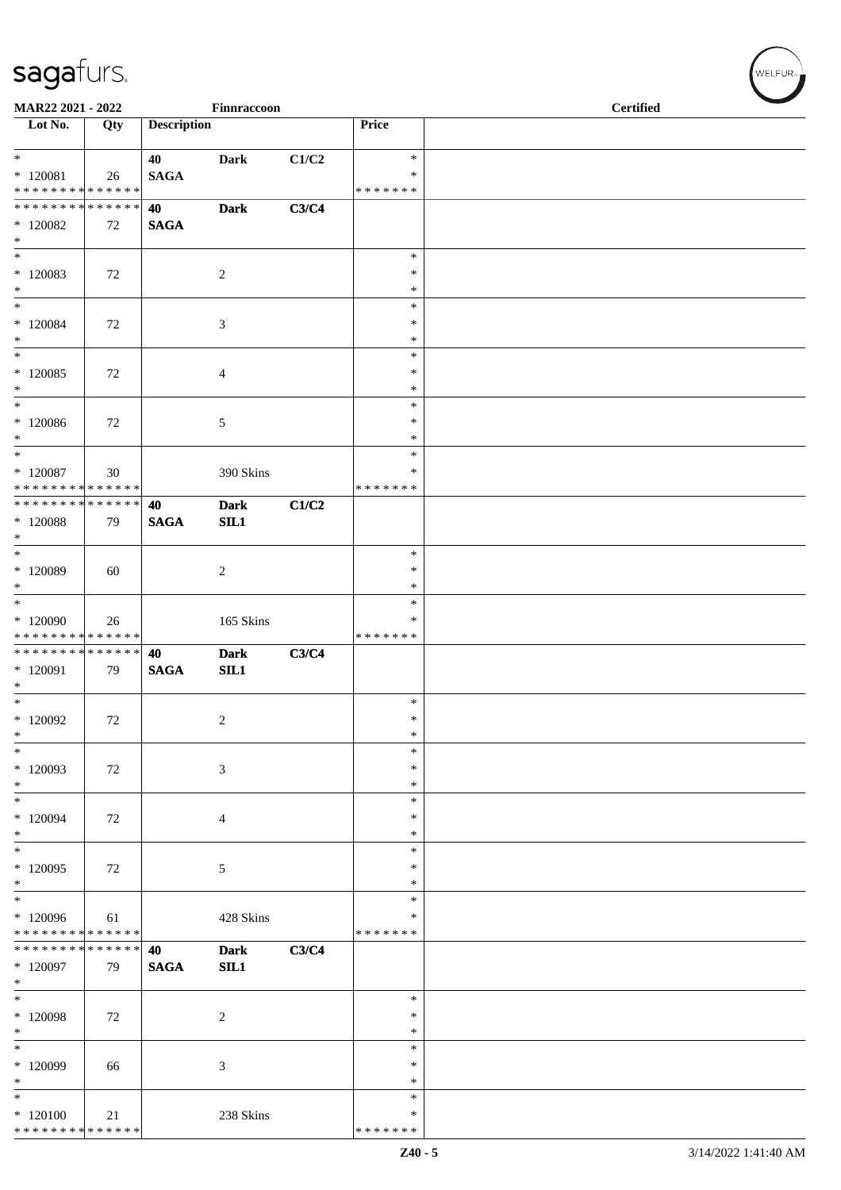**MAR22 2021 - 2022** | **Finnraccoon** | **Certified**

| Lot No. | Qty | Description | | | Price | |
|---|---|---|---|---|---|---|
| * | | 40 | Dark | C1/C2 | * | |
| * 120081 | 26 | SAGA | | | * | |
| * * * * * * * * * * * * * * | | | | | * * * * * * * | |
| * * * * * * * * * * * * * * | | 40 | Dark | C3/C4 | | |
| * 120082 | 72 | SAGA | | | | |
| * | | | | | | |
| * | | | | | * | |
| * 120083 | 72 | | 2 | | * | |
| * | | | | | * | |
| * | | | | | * | |
| * 120084 | 72 | | 3 | | * | |
| * | | | | | * | |
| * | | | | | * | |
| * 120085 | 72 | | 4 | | * | |
| * | | | | | * | |
| * | | | | | * | |
| * 120086 | 72 | | 5 | | * | |
| * | | | | | * | |
| * | | | | | * | |
| * 120087 | 30 | | 390 Skins | | * | |
| * * * * * * * * * * * * * * | | | | | * * * * * * * | |
| * * * * * * * * * * * * * * | | 40 | Dark | C1/C2 | | |
| * 120088 | 79 | SAGA | SIL1 | | | |
| * | | | | | | |
| * | | | | | * | |
| * 120089 | 60 | | 2 | | * | |
| * | | | | | * | |
| * | | | | | * | |
| * 120090 | 26 | | 165 Skins | | * | |
| * * * * * * * * * * * * * * | | | | | * * * * * * * | |
| * * * * * * * * * * * * * * | | 40 | Dark | C3/C4 | | |
| * 120091 | 79 | SAGA | SIL1 | | | |
| * | | | | | | |
| * | | | | | * | |
| * 120092 | 72 | | 2 | | * | |
| * | | | | | * | |
| * | | | | | * | |
| * 120093 | 72 | | 3 | | * | |
| * | | | | | * | |
| * | | | | | * | |
| * 120094 | 72 | | 4 | | * | |
| * | | | | | * | |
| * | | | | | * | |
| * 120095 | 72 | | 5 | | * | |
| * | | | | | * | |
| * | | | | | * | |
| * 120096 | 61 | | 428 Skins | | * | |
| * * * * * * * * * * * * * * | | | | | * * * * * * * | |
| * * * * * * * * * * * * * * | | 40 | Dark | C3/C4 | | |
| * 120097 | 79 | SAGA | SIL1 | | | |
| * | | | | | | |
| * | | | | | * | |
| * 120098 | 72 | | 2 | | * | |
| * | | | | | * | |
| * | | | | | * | |
| * 120099 | 66 | | 3 | | * | |
| * | | | | | * | |
| * | | | | | * | |
| * 120100 | 21 | | 238 Skins | | * | |
| * * * * * * * * * * * * * * | | | | | * * * * * * * | |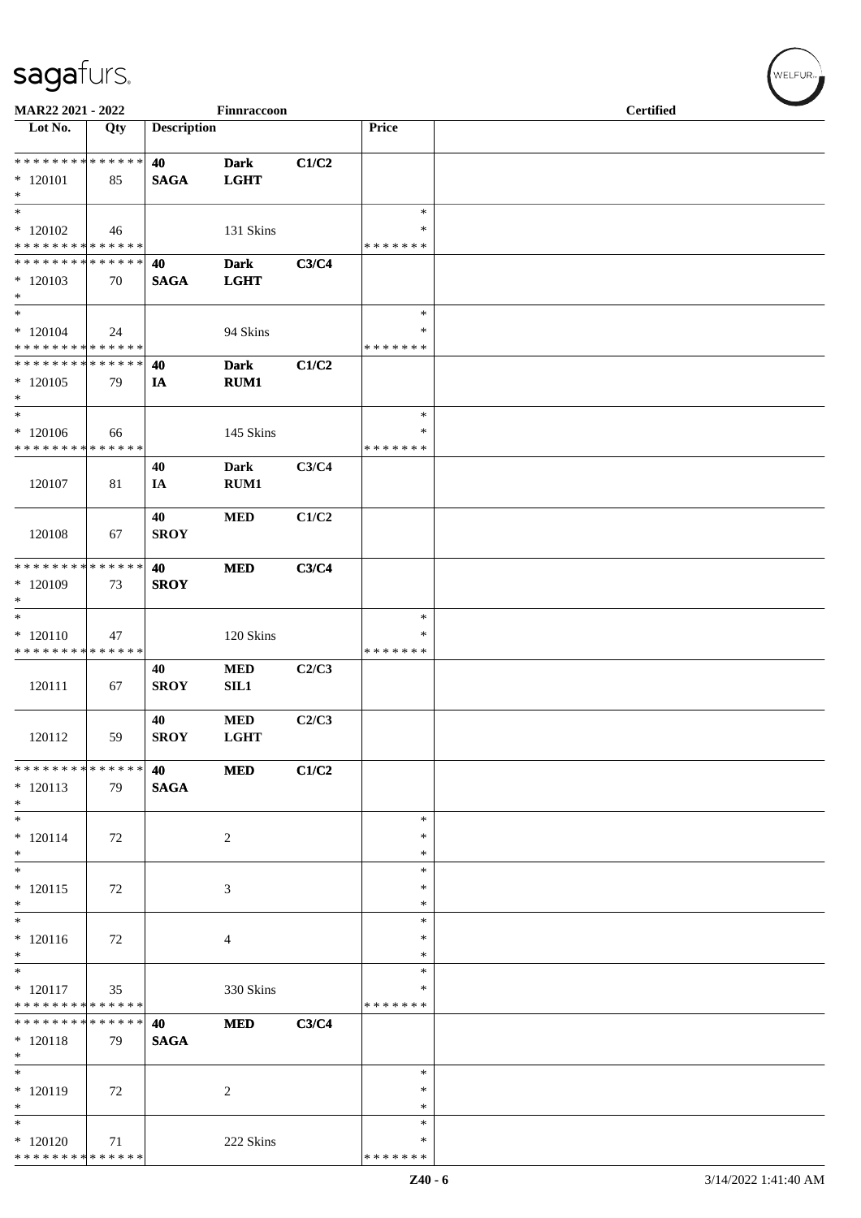MAR22 2021 - 2022 | Finnraccoon | Certified

| Lot No. | Qty | Description | | | Price | |
|---|---|---|---|---|---|---|
| * * * * * * * * * * * * * * | | 40 | Dark | C1/C2 | | |
| * 120101 | 85 | SAGA | LGHT | | | |
| * | | | | | | |
| * | | | | | * | |
| * 120102 | 46 | | 131 Skins | | * | |
| * * * * * * * * * * * * * * | | | | | * * * * * * * | |
| * * * * * * * * * * * * * * | | 40 | Dark | C3/C4 | | |
| * 120103 | 70 | SAGA | LGHT | | | |
| * | | | | | | |
| * | | | | | * | |
| * 120104 | 24 | | 94 Skins | | * | |
| * * * * * * * * * * * * * * | | | | | * * * * * * * | |
| * * * * * * * * * * * * * * | | 40 | Dark | C1/C2 | | |
| * 120105 | 79 | IA | RUM1 | | | |
| * | | | | | | |
| * | | | | | * | |
| * 120106 | 66 | | 145 Skins | | * | |
| * * * * * * * * * * * * * * | | | | | * * * * * * * | |
| 120107 | 81 | 40 IA | Dark RUM1 | C3/C4 | | |
| 120108 | 67 | 40 SROY | MED | C1/C2 | | |
| * * * * * * * * * * * * * * | | 40 | MED | C3/C4 | | |
| * 120109 | 73 | SROY | | | | |
| * | | | | | | |
| * | | | | | * | |
| * 120110 | 47 | | 120 Skins | | * | |
| * * * * * * * * * * * * * * | | | | | * * * * * * * | |
| 120111 | 67 | 40 SROY | MED SIL1 | C2/C3 | | |
| 120112 | 59 | 40 SROY | MED LGHT | C2/C3 | | |
| * * * * * * * * * * * * * * | | 40 | MED | C1/C2 | | |
| * 120113 | 79 | SAGA | | | | |
| * | | | | | | |
| * | | | | | * | |
| * 120114 | 72 | | 2 | | * | |
| * | | | | | * | |
| * | | | | | * | |
| * 120115 | 72 | | 3 | | * | |
| * | | | | | * | |
| * | | | | | * | |
| * 120116 | 72 | | 4 | | * | |
| * | | | | | * | |
| * | | | | | * | |
| * 120117 | 35 | | 330 Skins | | * | |
| * * * * * * * * * * * * * * | | | | | * * * * * * * | |
| * * * * * * * * * * * * * * | | 40 | MED | C3/C4 | | |
| * 120118 | 79 | SAGA | | | | |
| * | | | | | | |
| * | | | | | * | |
| * 120119 | 72 | | 2 | | * | |
| * | | | | | * | |
| * | | | | | * | |
| * 120120 | 71 | | 222 Skins | | * | |
| * * * * * * * * * * * * * * | | | | | * * * * * * * | |

Z40 - 6 | 3/14/2022 1:41:40 AM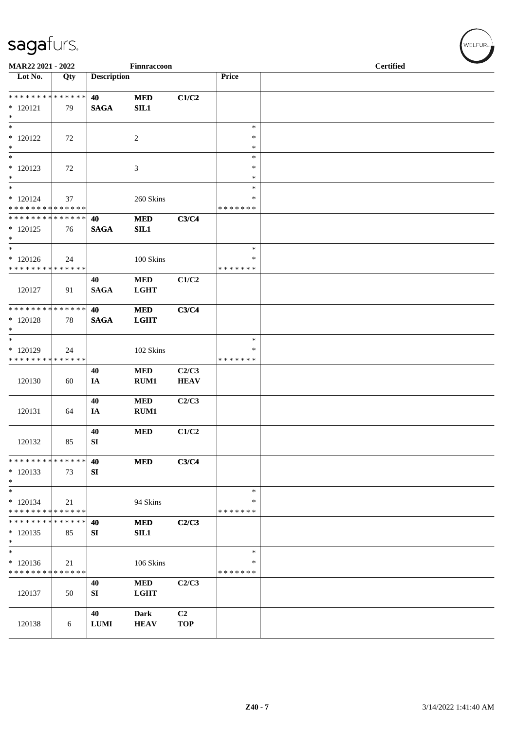MAR22 2021 - 2022 Finnraccoon **Certified**

| Lot No. | Qty | Description | | | Price | |
|---|---|---|---|---|---|---|
| * * * * * * * * * * * * * * | | **40** | **MED** | **C1/C2** | | |
| * 120121 | 79 | **SAGA** | **SIL1** | | | |
| * | | | | | | |
| * | | | | | * | |
| * 120122 | 72 | | 2 | | * | |
| * | | | | | * | |
| * | | | | | * | |
| * 120123 | 72 | | 3 | | * | |
| * | | | | | * | |
| * | | | | | * | |
| * 120124 | 37 | | 260 Skins | | * | |
| * * * * * * * * * * * * * * | | | | | * * * * * * * | |
| * * * * * * * * * * * * * * | | **40** | **MED** | **C3/C4** | | |
| * 120125 | 76 | **SAGA** | **SIL1** | | | |
| * | | | | | | |
| * | | | | | * | |
| * 120126 | 24 | | 100 Skins | | * | |
| * * * * * * * * * * * * * * | | | | | * * * * * * * | |
| | | **40** | **MED** | **C1/C2** | | |
| 120127 | 91 | **SAGA** | **LGHT** | | | |
| * * * * * * * * * * * * * * | | **40** | **MED** | **C3/C4** | | |
| * 120128 | 78 | **SAGA** | **LGHT** | | | |
| * | | | | | | |
| * | | | | | * | |
| * 120129 | 24 | | 102 Skins | | * | |
| * * * * * * * * * * * * * * | | | | | * * * * * * * | |
| | | **40** | **MED** | **C2/C3** | | |
| 120130 | 60 | **IA** | **RUM1** | **HEAV** | | |
| | | **40** | **MED** | **C2/C3** | | |
| 120131 | 64 | **IA** | **RUM1** | | | |
| | | **40** | **MED** | **C1/C2** | | |
| 120132 | 85 | **SI** | | | | |
| * * * * * * * * * * * * * * | | **40** | **MED** | **C3/C4** | | |
| * 120133 | 73 | **SI** | | | | |
| * | | | | | | |
| * | | | | | * | |
| * 120134 | 21 | | 94 Skins | | * | |
| * * * * * * * * * * * * * * | | | | | * * * * * * * | |
| * * * * * * * * * * * * * * | | **40** | **MED** | **C2/C3** | | |
| * 120135 | 85 | **SI** | **SIL1** | | | |
| * | | | | | | |
| * | | | | | * | |
| * 120136 | 21 | | 106 Skins | | * | |
| * * * * * * * * * * * * * * | | | | | * * * * * * * | |
| | | **40** | **MED** | **C2/C3** | | |
| 120137 | 50 | **SI** | **LGHT** | | | |
| | | **40** | **Dark** | **C2** | | |
| 120138 | 6 | **LUMI** | **HEAV** | **TOP** | | |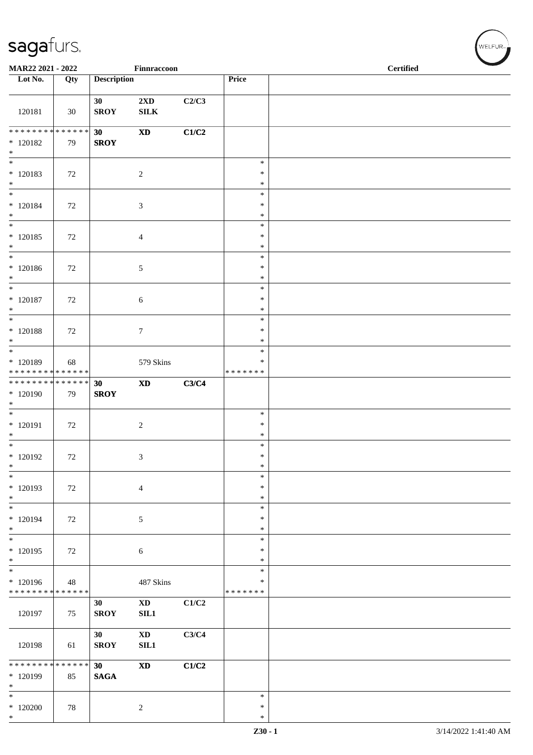| Lot No. | Qty | Description | | | Price | |
|---|---|---|---|---|---|---|
| 120181 | 30 | **30 SROY** | **2XD SILK** | **C2/C3** | | |
| * * * * * * * * * * * * * * * 120182 * | 79 | **30 SROY** | **XD** | **C1/C2** | | |
| * * 120183 * | 72 | | 2 | | * * * | |
| * * 120184 * | 72 | | 3 | | * * * | |
| * * 120185 * | 72 | | 4 | | * * * | |
| * * 120186 * | 72 | | 5 | | * * * | |
| * * 120187 * | 72 | | 6 | | * * * | |
| * * 120188 * | 72 | | 7 | | * * * | |
| * * 120189 * * * * * * * * * * * * * * | 68 | | 579 Skins | | * * * * * * * * * | |
| * * * * * * * * * * * * * * * 120190 * | 79 | **30 SROY** | **XD** | **C3/C4** | | |
| * * 120191 * | 72 | | 2 | | * * * | |
| * * 120192 * | 72 | | 3 | | * * * | |
| * * 120193 * | 72 | | 4 | | * * * | |
| * * 120194 * | 72 | | 5 | | * * * | |
| * * 120195 * | 72 | | 6 | | * * * | |
| * * 120196 * * * * * * * * * * * * * * | 48 | | 487 Skins | | * * * * * * * * * | |
| 120197 | 75 | **30 SROY** | **XD SIL1** | **C1/C2** | | |
| 120198 | 61 | **30 SROY** | **XD SIL1** | **C3/C4** | | |
| * * * * * * * * * * * * * * * 120199 * | 85 | **30 SAGA** | **XD** | **C1/C2** | | |
| * * 120200 * | 78 | | 2 | | * * * | |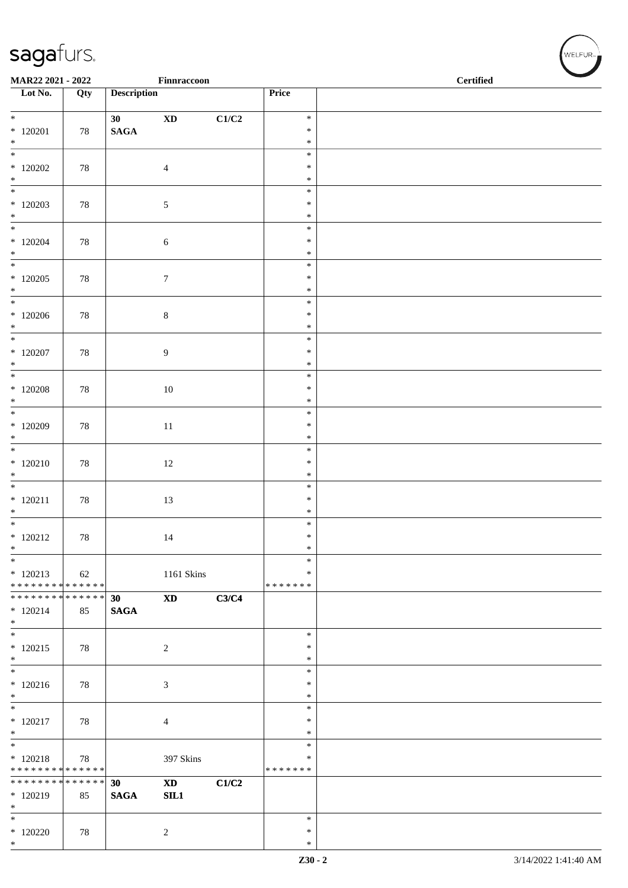| Lot No. | Qty | Description | | | Price | |
|---|---|---|---|---|---|---|
| * 120201 * | 78 | 30 SAGA | XD | C1/C2 | * * * | |
| * 120202 * | 78 | | 4 | | * * * | |
| * 120203 * | 78 | | 5 | | * * * | |
| * 120204 * | 78 | | 6 | | * * * | |
| * 120205 * | 78 | | 7 | | * * * | |
| * 120206 * | 78 | | 8 | | * * * | |
| * 120207 * | 78 | | 9 | | * * * | |
| * 120208 * | 78 | | 10 | | * * * | |
| * 120209 * | 78 | | 11 | | * * * | |
| * 120210 * | 78 | | 12 | | * * * | |
| * 120211 * | 78 | | 13 | | * * * | |
| * 120212 * | 78 | | 14 | | * * * | |
| * 120213 ************** | 62 | | 1161 Skins | | * * ******* | |
| ************** 120214 * | 85 | 30 SAGA | XD | C3/C4 | | |
| * 120215 * | 78 | | 2 | | * * * | |
| * 120216 * | 78 | | 3 | | * * * | |
| * 120217 * | 78 | | 4 | | * * * | |
| * 120218 ************** | 78 | | 397 Skins | | * * ******* | |
| ************** 120219 * | 85 | 30 SAGA | XD SIL1 | C1/C2 | | |
| * 120220 * | 78 | | 2 | | * * * | |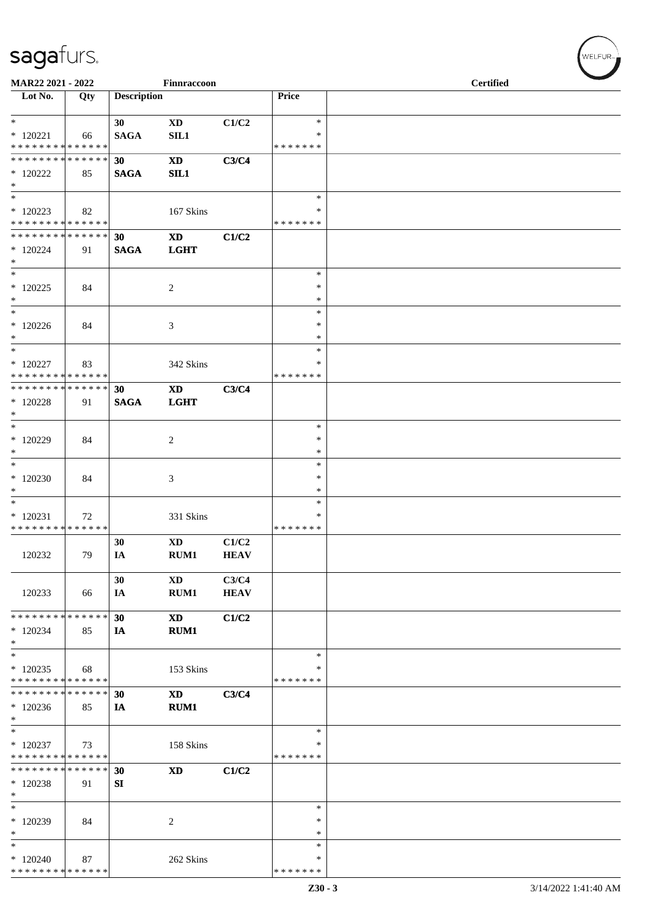| Lot No. | Qty | Description | | | Price | |
|---|---|---|---|---|---|---|
| * | | 30 | **XD** | C1/C2 | * | |
| * 120221 | 66 | **SAGA** | **SIL1** | | * | |
| * * * * * * * * * * * * * * | | | | | * * * * * * * | |
| * * * * * * * * * * * * * * | | **30** | **XD** | **C3/C4** | | |
| * 120222 | 85 | **SAGA** | **SIL1** | | | |
| * | | | | | | |
| * | | | | | * | |
| * 120223 | 82 | | 167 Skins | | * | |
| * * * * * * * * * * * * * * | | | | | * * * * * * * | |
| * * * * * * * * * * * * * * | | **30** | **XD** | **C1/C2** | | |
| * 120224 | 91 | **SAGA** | **LGHT** | | | |
| * | | | | | | |
| * | | | | | * | |
| * 120225 | 84 | | 2 | | * | |
| * | | | | | * | |
| * | | | | | * | |
| * 120226 | 84 | | 3 | | * | |
| * | | | | | * | |
| * | | | | | * | |
| * 120227 | 83 | | 342 Skins | | * | |
| * * * * * * * * * * * * * * | | | | | * * * * * * * | |
| * * * * * * * * * * * * * * | | **30** | **XD** | **C3/C4** | | |
| * 120228 | 91 | **SAGA** | **LGHT** | | | |
| * | | | | | | |
| * | | | | | * | |
| * 120229 | 84 | | 2 | | * | |
| * | | | | | * | |
| * | | | | | * | |
| * 120230 | 84 | | 3 | | * | |
| * | | | | | * | |
| * | | | | | * | |
| * 120231 | 72 | | 331 Skins | | * | |
| * * * * * * * * * * * * * * | | | | | * * * * * * * | |
| | | **30** | **XD** | **C1/C2** | | |
| 120232 | 79 | **IA** | **RUM1** | **HEAV** | | |
| | | **30** | **XD** | **C3/C4** | | |
| 120233 | 66 | **IA** | **RUM1** | **HEAV** | | |
| * * * * * * * * * * * * * * | | **30** | **XD** | **C1/C2** | | |
| * 120234 | 85 | **IA** | **RUM1** | | | |
| * | | | | | | |
| * | | | | | * | |
| * 120235 | 68 | | 153 Skins | | * | |
| * * * * * * * * * * * * * * | | | | | * * * * * * * | |
| * * * * * * * * * * * * * * | | **30** | **XD** | **C3/C4** | | |
| * 120236 | 85 | **IA** | **RUM1** | | | |
| * | | | | | | |
| * | | | | | * | |
| * 120237 | 73 | | 158 Skins | | * | |
| * * * * * * * * * * * * * * | | | | | * * * * * * * | |
| * * * * * * * * * * * * * * | | **30** | **XD** | **C1/C2** | | |
| * 120238 | 91 | **SI** | | | | |
| * | | | | | | |
| * | | | | | * | |
| * 120239 | 84 | | 2 | | * | |
| * | | | | | * | |
| * | | | | | * | |
| * 120240 | 87 | | 262 Skins | | * | |
| * * * * * * * * * * * * * * | | | | | * * * * * * * | |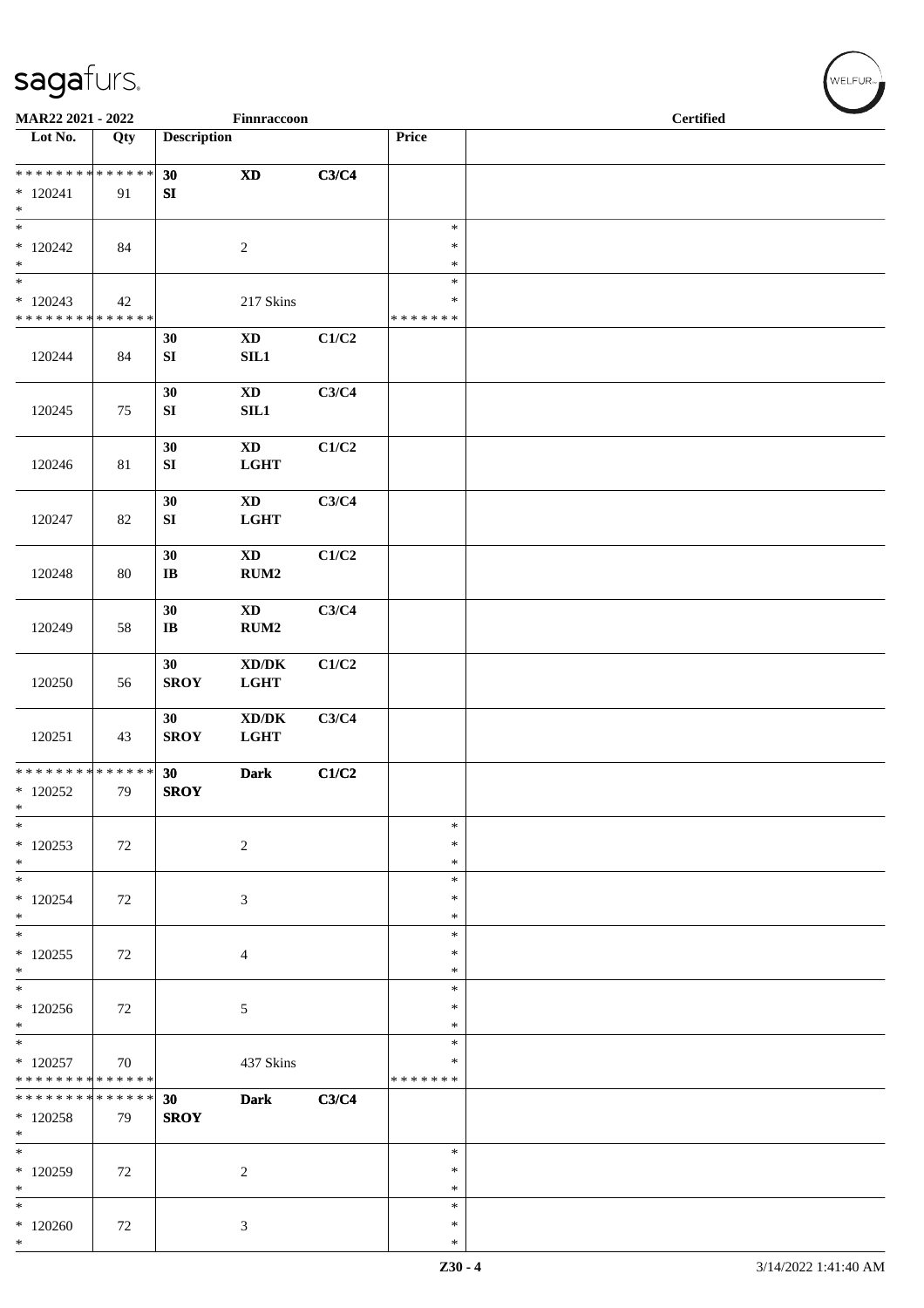| Lot No. | Qty | Description | | | Price | |
|---|---|---|---|---|---|---|
| * * * * * * * * * * * * * * | | 30 | XD | C3/C4 | | |
| * 120241 | 91 | SI | | | | |
| * | | | | | | |
| * | | | | | * | |
| * 120242 | 84 | | 2 | | * | |
| * | | | | | * | |
| * | | | | | * | |
| * 120243 | 42 | | 217 Skins | | * | |
| * * * * * * * * * * * * * * | | | | | * * * * * * * | |
| 120244 | 84 | 30 SI | XD SIL1 | C1/C2 | | |
| 120245 | 75 | 30 SI | XD SIL1 | C3/C4 | | |
| 120246 | 81 | 30 SI | XD LGHT | C1/C2 | | |
| 120247 | 82 | 30 SI | XD LGHT | C3/C4 | | |
| 120248 | 80 | 30 IB | XD RUM2 | C1/C2 | | |
| 120249 | 58 | 30 IB | XD RUM2 | C3/C4 | | |
| 120250 | 56 | 30 SROY | XD/DK LGHT | C1/C2 | | |
| 120251 | 43 | 30 SROY | XD/DK LGHT | C3/C4 | | |
| * * * * * * * * * * * * * * | | 30 | Dark | C1/C2 | | |
| * 120252 | 79 | SROY | | | | |
| * | | | | | | |
| * | | | | | * | |
| * 120253 | 72 | | 2 | | * | |
| * | | | | | * | |
| * | | | | | * | |
| * 120254 | 72 | | 3 | | * | |
| * | | | | | * | |
| * | | | | | * | |
| * 120255 | 72 | | 4 | | * | |
| * | | | | | * | |
| * | | | | | * | |
| * 120256 | 72 | | 5 | | * | |
| * | | | | | * | |
| * | | | | | * | |
| * 120257 | 70 | | 437 Skins | | * | |
| * * * * * * * * * * * * * * | | | | | * * * * * * * | |
| * * * * * * * * * * * * * * | | 30 | Dark | C3/C4 | | |
| * 120258 | 79 | SROY | | | | |
| * | | | | | | |
| * | | | | | * | |
| * 120259 | 72 | | 2 | | * | |
| * | | | | | * | |
| * | | | | | * | |
| * 120260 | 72 | | 3 | | * | |
| * | | | | | * | |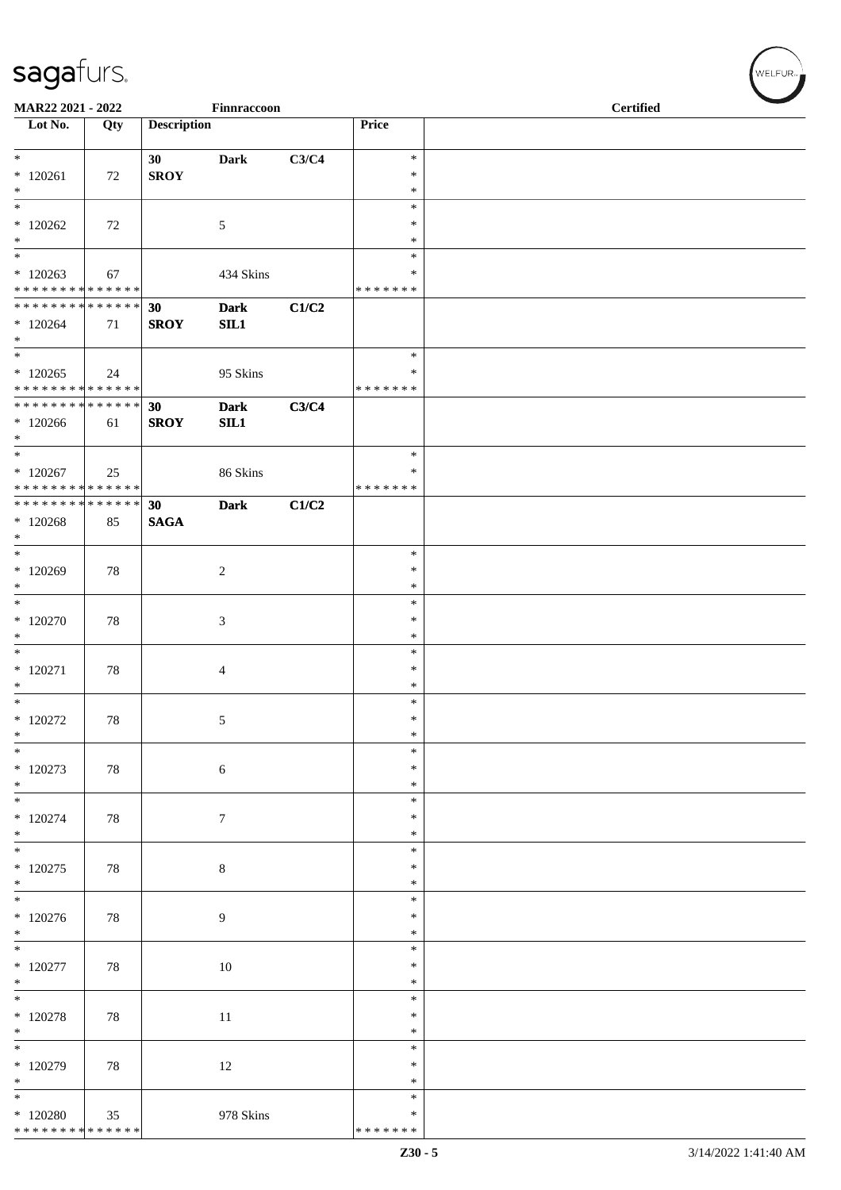| Lot No. | Qty | Description | | | Price | |
|---|---|---|---|---|---|---|
| * | | 30 | **Dark** | **C3/C4** | * | |
| * 120261 | 72 | **SROY** | | | * | |
| * | | | | | * | |
| * | | | | | * | |
| * 120262 | 72 | | 5 | | * | |
| * | | | | | * | |
| * | | | | | * | |
| * 120263 | 67 | | 434 Skins | | * | |
| * * * * * * * * * * * * * * | | | | | * * * * * * * | |
| * * * * * * * * * * * * * * | | **30** | **Dark** | **C1/C2** | | |
| * 120264 | 71 | **SROY** | **SIL1** | | | |
| * | | | | | | |
| * | | | | | * | |
| * 120265 | 24 | | 95 Skins | | * | |
| * * * * * * * * * * * * * * | | | | | * * * * * * * | |
| * * * * * * * * * * * * * * | | **30** | **Dark** | **C3/C4** | | |
| * 120266 | 61 | **SROY** | **SIL1** | | | |
| * | | | | | | |
| * | | | | | * | |
| * 120267 | 25 | | 86 Skins | | * | |
| * * * * * * * * * * * * * * | | | | | * * * * * * * | |
| * * * * * * * * * * * * * * | | **30** | **Dark** | **C1/C2** | | |
| * 120268 | 85 | **SAGA** | | | | |
| * | | | | | | |
| * | | | | | * | |
| * 120269 | 78 | | 2 | | * | |
| * | | | | | * | |
| * | | | | | * | |
| * 120270 | 78 | | 3 | | * | |
| * | | | | | * | |
| * | | | | | * | |
| * 120271 | 78 | | 4 | | * | |
| * | | | | | * | |
| * | | | | | * | |
| * 120272 | 78 | | 5 | | * | |
| * | | | | | * | |
| * | | | | | * | |
| * 120273 | 78 | | 6 | | * | |
| * | | | | | * | |
| * | | | | | * | |
| * 120274 | 78 | | 7 | | * | |
| * | | | | | * | |
| * | | | | | * | |
| * 120275 | 78 | | 8 | | * | |
| * | | | | | * | |
| * | | | | | * | |
| * 120276 | 78 | | 9 | | * | |
| * | | | | | * | |
| * | | | | | * | |
| * 120277 | 78 | | 10 | | * | |
| * | | | | | * | |
| * | | | | | * | |
| * 120278 | 78 | | 11 | | * | |
| * | | | | | * | |
| * | | | | | * | |
| * 120279 | 78 | | 12 | | * | |
| * | | | | | * | |
| * | | | | | * | |
| * 120280 | 35 | | 978 Skins | | * | |
| * * * * * * * * * * * * * * | | | | | * * * * * * * | |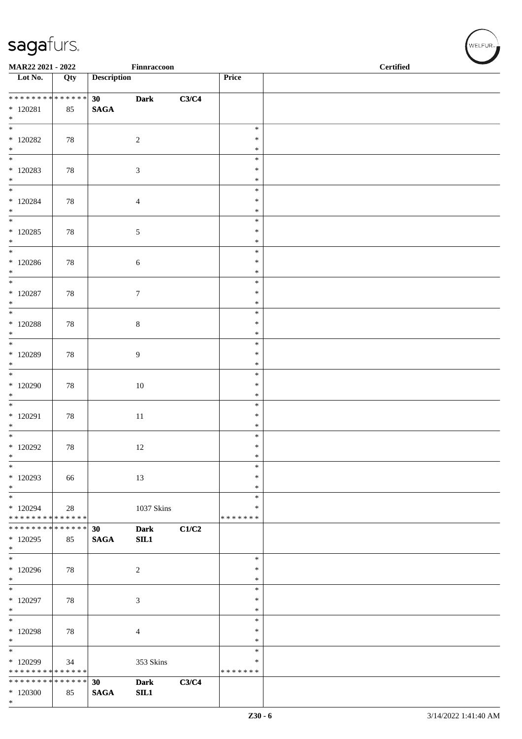**MAR22 2021 - 2022** Finnraccoon **Certified**

| Lot No. | Qty | Description | | | Price | |
|---|---|---|---|---|---|---|
| * * * * * * * * * * * * * * | | **30** | **Dark** | **C3/C4** | | |
| * 120281 | 85 | **SAGA** | | | | |
| * | | | | | | |
| * 120282 | 78 | | 2 | | * | |
| * 120283 | 78 | | 3 | | * | |
| * 120284 | 78 | | 4 | | * | |
| * 120285 | 78 | | 5 | | * | |
| * 120286 | 78 | | 6 | | * | |
| * 120287 | 78 | | 7 | | * | |
| * 120288 | 78 | | 8 | | * | |
| * 120289 | 78 | | 9 | | * | |
| * 120290 | 78 | | 10 | | * | |
| * 120291 | 78 | | 11 | | * | |
| * 120292 | 78 | | 12 | | * | |
| * 120293 | 66 | | 13 | | * | |
| * 120294 | 28 | | 1037 Skins | | * | |
| * * * * * * * * * * * * * * | | | | | * * * * * * * | |
| * * * * * * * * * * * * * * | | **30** | **Dark** | **C1/C2** | | |
| * 120295 | 85 | **SAGA** | **SIL1** | | | |
| * | | | | | | |
| * 120296 | 78 | | 2 | | * | |
| * 120297 | 78 | | 3 | | * | |
| * 120298 | 78 | | 4 | | * | |
| * 120299 | 34 | | 353 Skins | | * | |
| * * * * * * * * * * * * * * | | | | | * * * * * * * | |
| * * * * * * * * * * * * * * | | **30** | **Dark** | **C3/C4** | | |
| * 120300 | 85 | **SAGA** | **SIL1** | | | |
| * | | | | | | |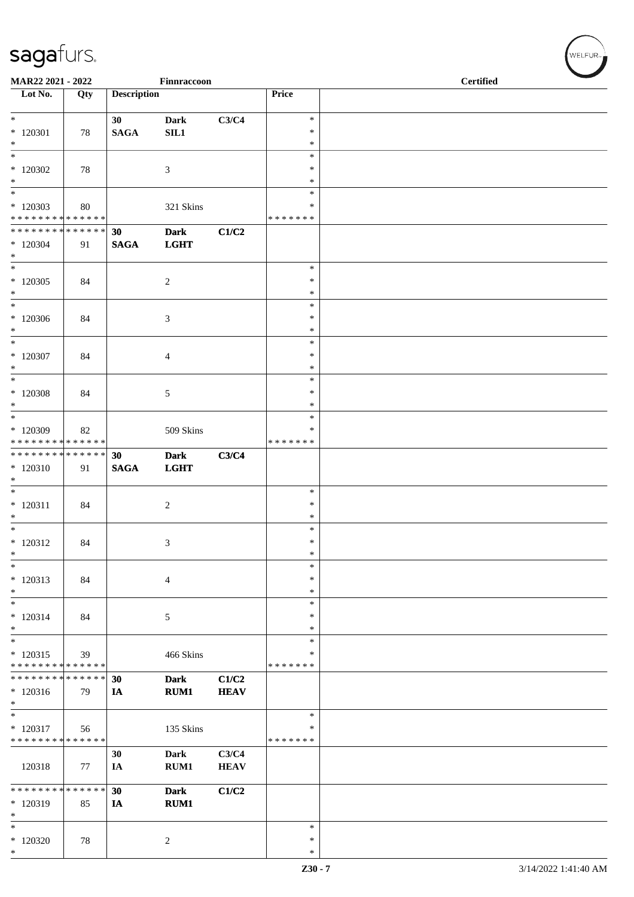**MAR22 2021 - 2022** **Finnraccoon** **Certified**

| Lot No. | Qty | Description | | | Price | |
|---|---|---|---|---|---|---|
| * | | 30 | Dark | C3/C4 | * | |
| * 120301 | 78 | SAGA | SIL1 | | * | |
| * | | | | | * | |
| * | | | | | * | |
| * 120302 | 78 | | 3 | | * | |
| * | | | | | * | |
| * | | | | | * | |
| * 120303 | 80 | | 321 Skins | | * | |
| * * * * * * * * * * * * * * | | | | | * * * * * * * | |
| * * * * * * * * * * * * * * | | 30 | Dark | C1/C2 | | |
| * 120304 | 91 | SAGA | LGHT | | | |
| * | | | | | | |
| * | | | | | * | |
| * 120305 | 84 | | 2 | | * | |
| * | | | | | * | |
| * | | | | | * | |
| * 120306 | 84 | | 3 | | * | |
| * | | | | | * | |
| * | | | | | * | |
| * 120307 | 84 | | 4 | | * | |
| * | | | | | * | |
| * | | | | | * | |
| * 120308 | 84 | | 5 | | * | |
| * | | | | | * | |
| * | | | | | * | |
| * 120309 | 82 | | 509 Skins | | * | |
| * * * * * * * * * * * * * * | | | | | * * * * * * * | |
| * * * * * * * * * * * * * * | | 30 | Dark | C3/C4 | | |
| * 120310 | 91 | SAGA | LGHT | | | |
| * | | | | | | |
| * | | | | | * | |
| * 120311 | 84 | | 2 | | * | |
| * | | | | | * | |
| * | | | | | * | |
| * 120312 | 84 | | 3 | | * | |
| * | | | | | * | |
| * | | | | | * | |
| * 120313 | 84 | | 4 | | * | |
| * | | | | | * | |
| * | | | | | * | |
| * 120314 | 84 | | 5 | | * | |
| * | | | | | * | |
| * | | | | | * | |
| * 120315 | 39 | | 466 Skins | | * | |
| * * * * * * * * * * * * * * | | | | | * * * * * * * | |
| * * * * * * * * * * * * * * | | 30 | Dark | C1/C2 | | |
| * 120316 | 79 | IA | RUM1 | HEAV | | |
| * | | | | | | |
| * | | | | | * | |
| * 120317 | 56 | | 135 Skins | | * | |
| * * * * * * * * * * * * * * | | | | | * * * * * * * | |
| | | 30 | Dark | C3/C4 | | |
| 120318 | 77 | IA | RUM1 | HEAV | | |
| * * * * * * * * * * * * * * | | 30 | Dark | C1/C2 | | |
| * 120319 | 85 | IA | RUM1 | | | |
| * | | | | | | |
| * | | | | | * | |
| * 120320 | 78 | | 2 | | * | |
| * | | | | | * | |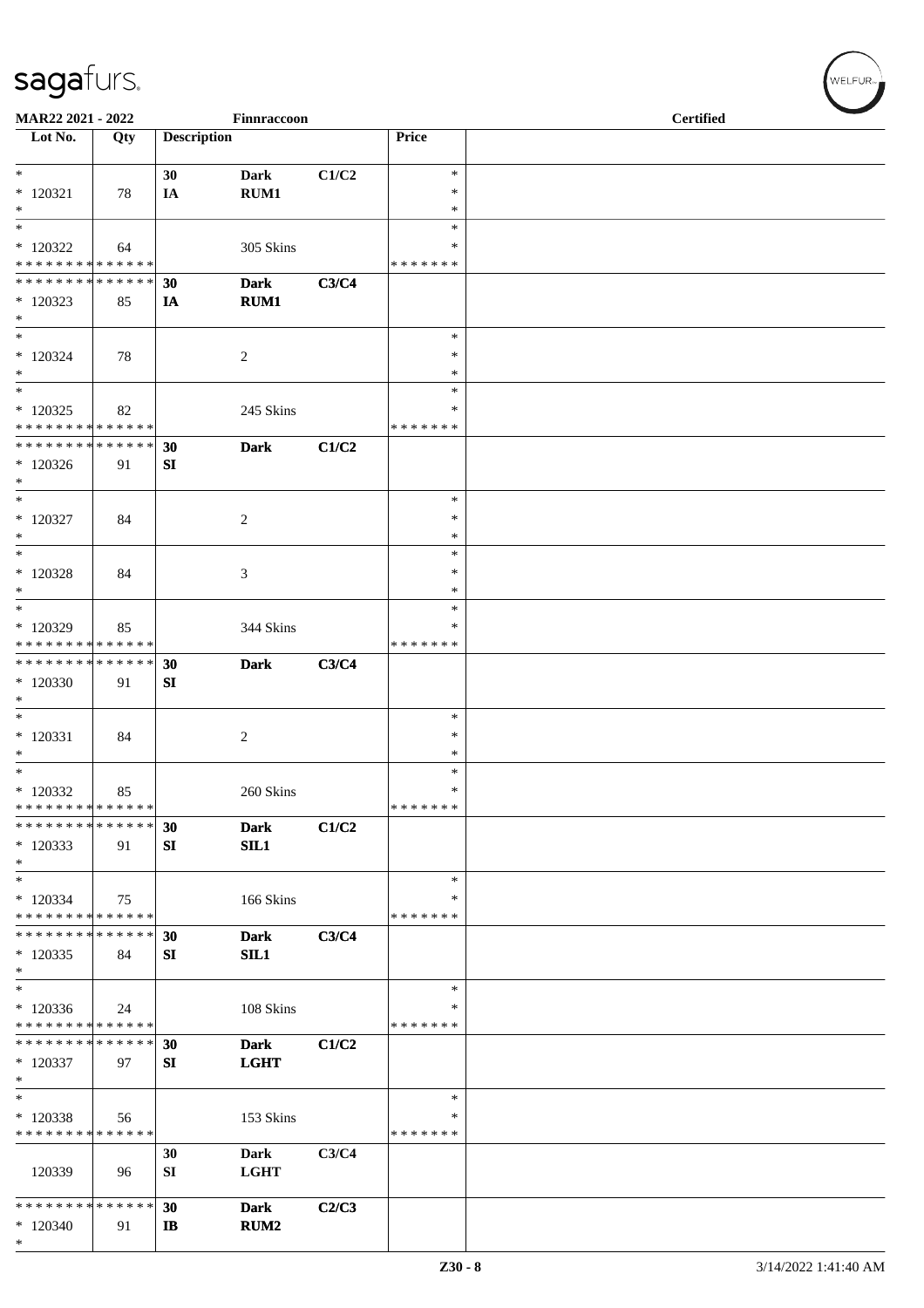| Lot No. | Qty | Description | | | Price | |
|---|---|---|---|---|---|---|
| * | | 30 | Dark | C1/C2 | * | |
| * 120321 | 78 | IA | RUM1 | | * | |
| * | | | | | * | |
| * | | | | | * | |
| * 120322 | 64 | | 305 Skins | | * | |
| * * * * * * * * * * * * * * | | | | | * * * * * * * | |
| * * * * * * * * * * * * * * | | 30 | Dark | C3/C4 | | |
| * 120323 | 85 | IA | RUM1 | | | |
| * | | | | | | |
| * | | | | | * | |
| * 120324 | 78 | | 2 | | * | |
| * | | | | | * | |
| * | | | | | * | |
| * 120325 | 82 | | 245 Skins | | * | |
| * * * * * * * * * * * * * * | | | | | * * * * * * * | |
| * * * * * * * * * * * * * * | | 30 | Dark | C1/C2 | | |
| * 120326 | 91 | SI | | | | |
| * | | | | | | |
| * | | | | | * | |
| * 120327 | 84 | | 2 | | * | |
| * | | | | | * | |
| * | | | | | * | |
| * 120328 | 84 | | 3 | | * | |
| * | | | | | * | |
| * | | | | | * | |
| * 120329 | 85 | | 344 Skins | | * | |
| * * * * * * * * * * * * * * | | | | | * * * * * * * | |
| * * * * * * * * * * * * * * | | 30 | Dark | C3/C4 | | |
| * 120330 | 91 | SI | | | | |
| * | | | | | | |
| * | | | | | * | |
| * 120331 | 84 | | 2 | | * | |
| * | | | | | * | |
| * | | | | | * | |
| * 120332 | 85 | | 260 Skins | | * | |
| * * * * * * * * * * * * * * | | | | | * * * * * * * | |
| * * * * * * * * * * * * * * | | 30 | Dark | C1/C2 | | |
| * 120333 | 91 | SI | SIL1 | | | |
| * | | | | | | |
| * | | | | | * | |
| * 120334 | 75 | | 166 Skins | | * | |
| * * * * * * * * * * * * * * | | | | | * * * * * * * | |
| * * * * * * * * * * * * * * | | 30 | Dark | C3/C4 | | |
| * 120335 | 84 | SI | SIL1 | | | |
| * | | | | | | |
| * | | | | | * | |
| * 120336 | 24 | | 108 Skins | | * | |
| * * * * * * * * * * * * * * | | | | | * * * * * * * | |
| * * * * * * * * * * * * * * | | 30 | Dark | C1/C2 | | |
| * 120337 | 97 | SI | LGHT | | | |
| * | | | | | | |
| * | | | | | * | |
| * 120338 | 56 | | 153 Skins | | * | |
| * * * * * * * * * * * * * * | | | | | * * * * * * * | |
| 120339 | 96 | 30 SI | Dark LGHT | C3/C4 | | |
| * * * * * * * * * * * * * * | | 30 | Dark | C2/C3 | | |
| * 120340 | 91 | IB | RUM2 | | | |
| * | | | | | | |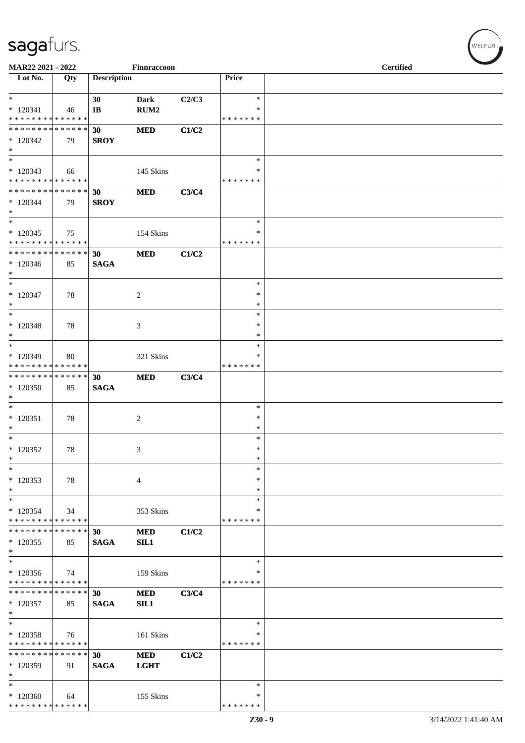MAR22 2021 - 2022 Finnraccoon **Certified**

| Lot No. | Qty | Description | | | Price | |
|---|---|---|---|---|---|---|
| * | | 30 | Dark | C2/C3 | * | |
| * 120341 | 46 | IB | RUM2 | | * | |
| * * * * * * * * * * * * * * | | | | | * * * * * * * | |
| * * * * * * * * * * * * * * | | 30 | MED | C1/C2 | | |
| * 120342 | 79 | SROY | | | | |
| * | | | | | | |
| * | | | | | * | |
| * 120343 | 66 | | 145 Skins | | * | |
| * * * * * * * * * * * * * * | | | | | * * * * * * * | |
| * * * * * * * * * * * * * * | | 30 | MED | C3/C4 | | |
| * 120344 | 79 | SROY | | | | |
| * | | | | | | |
| * | | | | | * | |
| * 120345 | 75 | | 154 Skins | | * | |
| * * * * * * * * * * * * * * | | | | | * * * * * * * | |
| * * * * * * * * * * * * * * | | 30 | MED | C1/C2 | | |
| * 120346 | 85 | SAGA | | | | |
| * | | | | | | |
| * | | | | | * | |
| * 120347 | 78 | | 2 | | * | |
| * | | | | | * | |
| * | | | | | * | |
| * 120348 | 78 | | 3 | | * | |
| * | | | | | * | |
| * | | | | | * | |
| * 120349 | 80 | | 321 Skins | | * | |
| * * * * * * * * * * * * * * | | | | | * * * * * * * | |
| * * * * * * * * * * * * * * | | 30 | MED | C3/C4 | | |
| * 120350 | 85 | SAGA | | | | |
| * | | | | | | |
| * | | | | | * | |
| * 120351 | 78 | | 2 | | * | |
| * | | | | | * | |
| * | | | | | * | |
| * 120352 | 78 | | 3 | | * | |
| * | | | | | * | |
| * | | | | | * | |
| * 120353 | 78 | | 4 | | * | |
| * | | | | | * | |
| * | | | | | * | |
| * 120354 | 34 | | 353 Skins | | * | |
| * * * * * * * * * * * * * * | | | | | * * * * * * * | |
| * * * * * * * * * * * * * * | | 30 | MED | C1/C2 | | |
| * 120355 | 85 | SAGA | SIL1 | | | |
| * | | | | | | |
| * | | | | | * | |
| * 120356 | 74 | | 159 Skins | | * | |
| * * * * * * * * * * * * * * | | | | | * * * * * * * | |
| * * * * * * * * * * * * * * | | 30 | MED | C3/C4 | | |
| * 120357 | 85 | SAGA | SIL1 | | | |
| * | | | | | | |
| * | | | | | * | |
| * 120358 | 76 | | 161 Skins | | * | |
| * * * * * * * * * * * * * * | | | | | * * * * * * * | |
| * * * * * * * * * * * * * * | | 30 | MED | C1/C2 | | |
| * 120359 | 91 | SAGA | LGHT | | | |
| * | | | | | | |
| * | | | | | * | |
| * 120360 | 64 | | 155 Skins | | * | |
| * * * * * * * * * * * * * * | | | | | * * * * * * * | |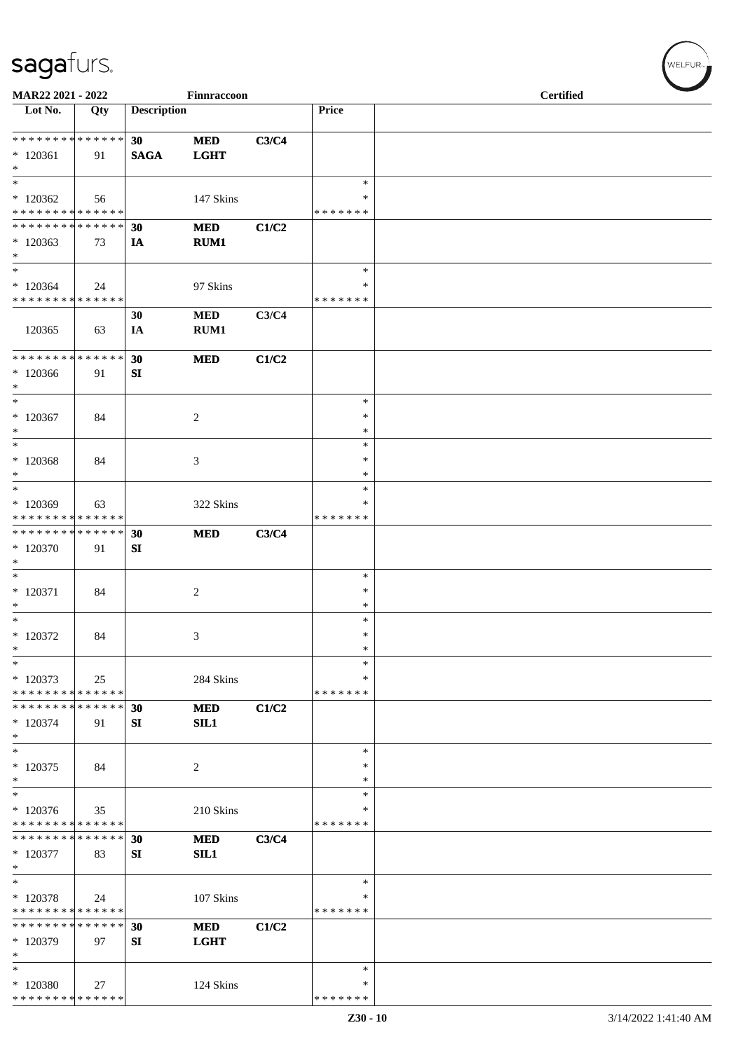**MAR22 2021 - 2022** **Finnraccoon** **Certified**

| Lot No. | Qty | Description | | | Price | |
|---|---|---|---|---|---|---|
| * * * * * * * * * * * * * * | | **30** | **MED** | **C3/C4** | | |
| * 120361 | 91 | **SAGA** | **LGHT** | | | |
| * | | | | | | |
| * | | | | | * | |
| * 120362 | 56 | | 147 Skins | | * | |
| * * * * * * * * * * * * * * | | | | | * * * * * * * | |
| * * * * * * * * * * * * * * | | **30** | **MED** | **C1/C2** | | |
| * 120363 | 73 | **IA** | **RUM1** | | | |
| * | | | | | | |
| * | | | | | * | |
| * 120364 | 24 | | 97 Skins | | * | |
| * * * * * * * * * * * * * * | | | | | * * * * * * * | |
| | | **30** | **MED** | **C3/C4** | | |
| 120365 | 63 | **IA** | **RUM1** | | | |
| * * * * * * * * * * * * * * | | **30** | **MED** | **C1/C2** | | |
| * 120366 | 91 | **SI** | | | | |
| * | | | | | | |
| * | | | | | * | |
| * 120367 | 84 | | 2 | | * | |
| * | | | | | * | |
| * | | | | | * | |
| * 120368 | 84 | | 3 | | * | |
| * | | | | | * | |
| * | | | | | * | |
| * 120369 | 63 | | 322 Skins | | * | |
| * * * * * * * * * * * * * * | | | | | * * * * * * * | |
| * * * * * * * * * * * * * * | | **30** | **MED** | **C3/C4** | | |
| * 120370 | 91 | **SI** | | | | |
| * | | | | | | |
| * | | | | | * | |
| * 120371 | 84 | | 2 | | * | |
| * | | | | | * | |
| * | | | | | * | |
| * 120372 | 84 | | 3 | | * | |
| * | | | | | * | |
| * | | | | | * | |
| * 120373 | 25 | | 284 Skins | | * | |
| * * * * * * * * * * * * * * | | | | | * * * * * * * | |
| * * * * * * * * * * * * * * | | **30** | **MED** | **C1/C2** | | |
| * 120374 | 91 | **SI** | **SIL1** | | | |
| * | | | | | | |
| * | | | | | * | |
| * 120375 | 84 | | 2 | | * | |
| * | | | | | * | |
| * | | | | | * | |
| * 120376 | 35 | | 210 Skins | | * | |
| * * * * * * * * * * * * * * | | | | | * * * * * * * | |
| * * * * * * * * * * * * * * | | **30** | **MED** | **C3/C4** | | |
| * 120377 | 83 | **SI** | **SIL1** | | | |
| * | | | | | | |
| * | | | | | * | |
| * 120378 | 24 | | 107 Skins | | * | |
| * * * * * * * * * * * * * * | | | | | * * * * * * * | |
| * * * * * * * * * * * * * * | | **30** | **MED** | **C1/C2** | | |
| * 120379 | 97 | **SI** | **LGHT** | | | |
| * | | | | | | |
| * | | | | | * | |
| * 120380 | 27 | | 124 Skins | | * | |
| * * * * * * * * * * * * * * | | | | | * * * * * * * | |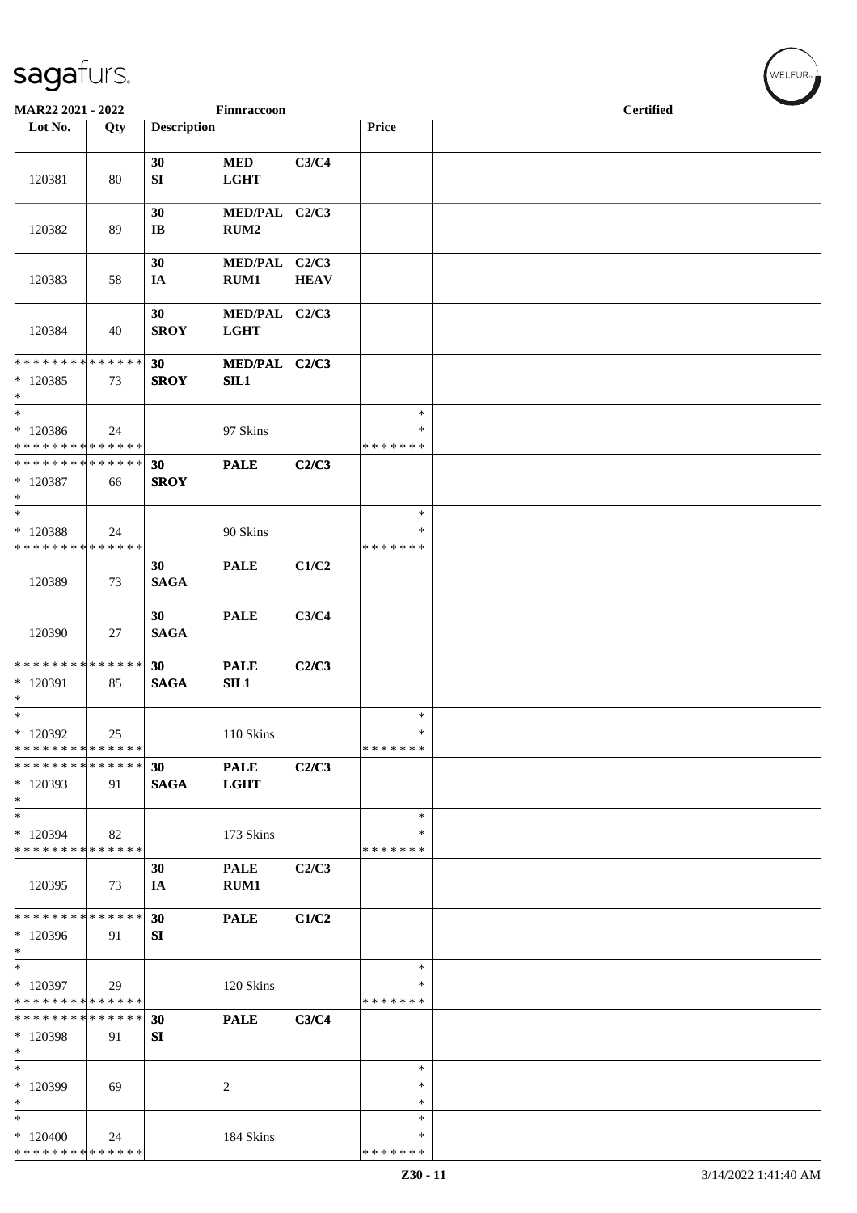MAR22 2021 - 2022 Finnraccoon Certified

| Lot No. | Qty | Description | | | Price | |
|---|---|---|---|---|---|---|
| 120381 | 80 | 30 SI | MED LGHT | C3/C4 | | |
| 120382 | 89 | 30 IB | MED/PAL RUM2 | C2/C3 | | |
| 120383 | 58 | 30 IA | MED/PAL RUM1 | C2/C3 HEAV | | |
| 120384 | 40 | 30 SROY | MED/PAL LGHT | C2/C3 | | |
| * * * * * * * * * * * * * * * 120385 * | 73 | 30 SROY | MED/PAL SIL1 | C2/C3 | | |
| * * 120386 * * * * * * * * * * * * * * | 24 | | 97 Skins | | * * * * * * * * * | |
| * * * * * * * * * * * * * * * 120387 * | 66 | 30 SROY | PALE | C2/C3 | | |
| * * 120388 * * * * * * * * * * * * * * | 24 | | 90 Skins | | * * * * * * * * * | |
| 120389 | 73 | 30 SAGA | PALE | C1/C2 | | |
| 120390 | 27 | 30 SAGA | PALE | C3/C4 | | |
| * * * * * * * * * * * * * * * 120391 * | 85 | 30 SAGA | PALE SIL1 | C2/C3 | | |
| * * 120392 * * * * * * * * * * * * * * | 25 | | 110 Skins | | * * * * * * * * * | |
| * * * * * * * * * * * * * * * 120393 * | 91 | 30 SAGA | PALE LGHT | C2/C3 | | |
| * * 120394 * * * * * * * * * * * * * * | 82 | | 173 Skins | | * * * * * * * * * | |
| 120395 | 73 | 30 IA | PALE RUM1 | C2/C3 | | |
| * * * * * * * * * * * * * * * 120396 * | 91 | 30 SI | PALE | C1/C2 | | |
| * * 120397 * * * * * * * * * * * * * * | 29 | | 120 Skins | | * * * * * * * * * | |
| * * * * * * * * * * * * * * * 120398 * | 91 | 30 SI | PALE | C3/C4 | | |
| * * 120399 * | 69 | | 2 | | * * * | |
| * * 120400 * * * * * * * * * * * * * * | 24 | | 184 Skins | | * * * * * * * * * | |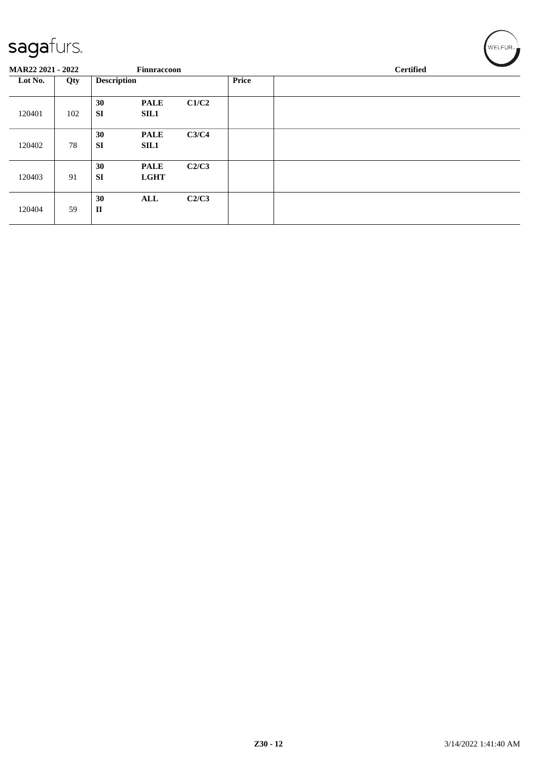**MAR22 2021 - 2022** **Finnraccoon** **Certified**

| Lot No. | Qty | Description | | | Price | |
|---|---|---|---|---|---|---|
| 120401 | 102 | **30** **SI** | **PALE** **SIL1** | **C1/C2** | | |
| 120402 | 78 | **30** **SI** | **PALE** **SIL1** | **C3/C4** | | |
| 120403 | 91 | **30** **SI** | **PALE** **LGHT** | **C2/C3** | | |
| 120404 | 59 | **30** **II** | **ALL** | **C2/C3** | | |

**Z30 - 12** 3/14/2022 1:41:40 AM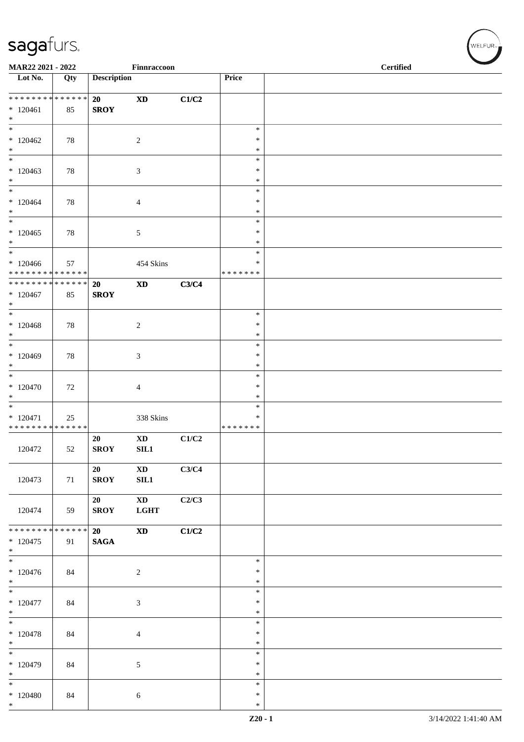MAR22 2021 - 2022 Finnraccoon Certified

| Lot No. | Qty | Description | | | Price | |
|---|---|---|---|---|---|---|
| * * * * * * * * * * * * * * 120461 * | 85 | 20 SROY | XD | C1/C2 | | |
| * 120462 * | 78 | | 2 | | * * * | |
| * 120463 * | 78 | | 3 | | * * * | |
| * 120464 * | 78 | | 4 | | * * * | |
| * 120465 * | 78 | | 5 | | * * * | |
| * 120466 * * * * * * * * * * * * * * | 57 | | 454 Skins | | * * * * * * * * * | |
| * * * * * * * * * * * * * * 120467 * | 85 | 20 SROY | XD | C3/C4 | | |
| * 120468 * | 78 | | 2 | | * * * | |
| * 120469 * | 78 | | 3 | | * * * | |
| * 120470 * | 72 | | 4 | | * * * | |
| * 120471 * * * * * * * * * * * * * * | 25 | | 338 Skins | | * * * * * * * * * | |
| 120472 | 52 | 20 SROY | XD SIL1 | C1/C2 | | |
| 120473 | 71 | 20 SROY | XD SIL1 | C3/C4 | | |
| 120474 | 59 | 20 SROY | XD LGHT | C2/C3 | | |
| * * * * * * * * * * * * * * 120475 * | 91 | 20 SAGA | XD | C1/C2 | | |
| * 120476 * | 84 | | 2 | | * * * | |
| * 120477 * | 84 | | 3 | | * * * | |
| * 120478 * | 84 | | 4 | | * * * | |
| * 120479 * | 84 | | 5 | | * * * | |
| * 120480 * | 84 | | 6 | | * * * | |

Z20 - 1 3/14/2022 1:41:40 AM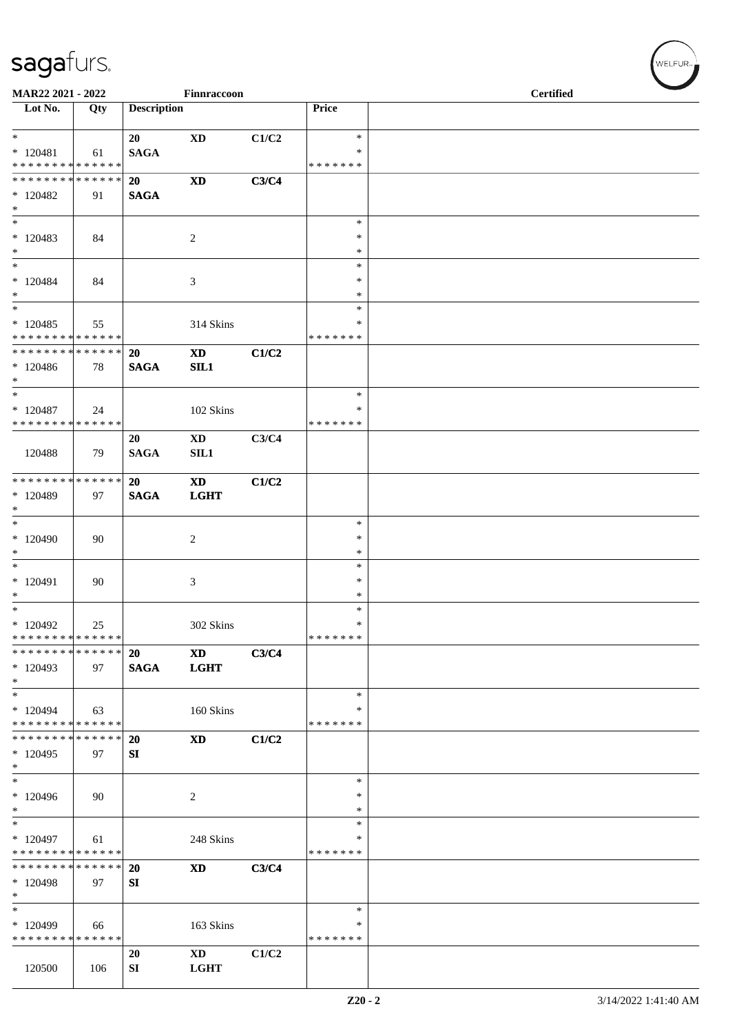| Lot No. | Qty | Description | | | Price | |
|---|---|---|---|---|---|---|
| * <br> * 120481 <br> * * * * * * * * * * * * * * | 61 | 20 <br> **SAGA** | **XD** | **C1/C2** | * <br> * <br> * * * * * * * | |
| * * * * * * * * * * * * * * <br> * 120482 <br> * | 91 | **20** <br> **SAGA** | **XD** | **C3/C4** | | |
| * <br> * 120483 <br> * | 84 | | 2 | | * <br> * <br> * | |
| * <br> * 120484 <br> * | 84 | | 3 | | * <br> * <br> * | |
| * <br> * 120485 <br> * * * * * * * * * * * * * * | 55 | | 314 Skins | | * <br> * <br> * * * * * * * | |
| * * * * * * * * * * * * * * <br> * 120486 <br> * | 78 | **20** <br> **SAGA** | **XD** <br> **SIL1** | **C1/C2** | | |
| * <br> * 120487 <br> * * * * * * * * * * * * * * | 24 | | 102 Skins | | * <br> * <br> * * * * * * * | |
| 120488 | 79 | **20** <br> **SAGA** | **XD** <br> **SIL1** | **C3/C4** | | |
| * * * * * * * * * * * * * * <br> * 120489 <br> * | 97 | **20** <br> **SAGA** | **XD** <br> **LGHT** | **C1/C2** | | |
| * <br> * 120490 <br> * | 90 | | 2 | | * <br> * <br> * | |
| * <br> * 120491 <br> * | 90 | | 3 | | * <br> * <br> * | |
| * <br> * 120492 <br> * * * * * * * * * * * * * * | 25 | | 302 Skins | | * <br> * <br> * * * * * * * | |
| * * * * * * * * * * * * * * <br> * 120493 <br> * | 97 | **20** <br> **SAGA** | **XD** <br> **LGHT** | **C3/C4** | | |
| * <br> * 120494 <br> * * * * * * * * * * * * * * | 63 | | 160 Skins | | * <br> * <br> * * * * * * * | |
| * * * * * * * * * * * * * * <br> * 120495 <br> * | 97 | **20** <br> **SI** | **XD** | **C1/C2** | | |
| * <br> * 120496 <br> * | 90 | | 2 | | * <br> * <br> * | |
| * <br> * 120497 <br> * * * * * * * * * * * * * * | 61 | | 248 Skins | | * <br> * <br> * * * * * * * | |
| * * * * * * * * * * * * * * <br> * 120498 <br> * | 97 | **20** <br> **SI** | **XD** | **C3/C4** | | |
| * <br> * 120499 <br> * * * * * * * * * * * * * * | 66 | | 163 Skins | | * <br> * <br> * * * * * * * | |
| 120500 | 106 | **20** <br> **SI** | **XD** <br> **LGHT** | **C1/C2** | | |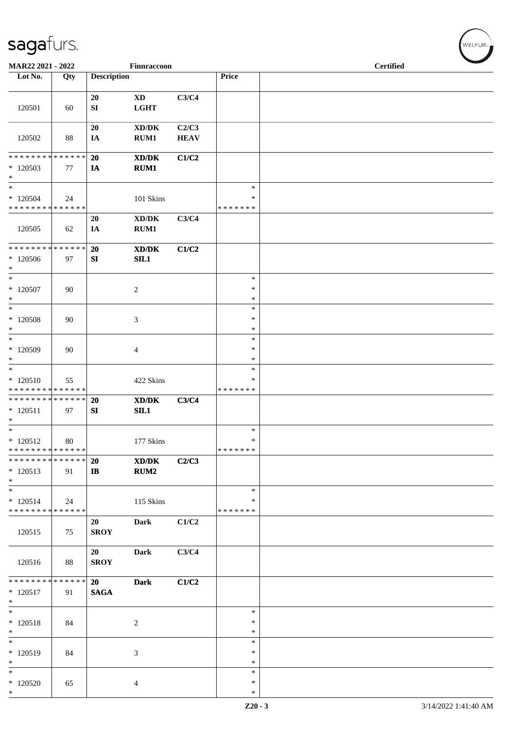MAR22 2021 - 2022 Finnraccoon Certified

| Lot No. | Qty | Description | | | Price | |
|---|---|---|---|---|---|---|
| 120501 | 60 | 20<br>SI | XD<br>LGHT | C3/C4 | | |
| 120502 | 88 | 20<br>IA | XD/DK<br>RUM1 | C2/C3<br>HEAV | | |
| * * * * * * * * * * * * * *<br>* 120503<br>* | 77 | **20**<br>**IA** | **XD/DK**<br>**RUM1** | **C1/C2** | | |
| *<br>* 120504<br>* * * * * * * * * * * * * * | 24 | | 101 Skins | | *<br>*<br>* * * * * * * | |
| 120505 | 62 | 20<br>IA | XD/DK<br>RUM1 | C3/C4 | | |
| * * * * * * * * * * * * * *<br>* 120506<br>* | 97 | **20**<br>**SI** | **XD/DK**<br>**SIL1** | **C1/C2** | | |
| *<br>* 120507<br>* | 90 | | 2 | | *<br>*<br>* | |
| *<br>* 120508<br>* | 90 | | 3 | | *<br>*<br>* | |
| *<br>* 120509<br>* | 90 | | 4 | | *<br>*<br>* | |
| *<br>* 120510<br>* * * * * * * * * * * * * * | 55 | | 422 Skins | | *<br>*<br>* * * * * * * | |
| * * * * * * * * * * * * * *<br>* 120511<br>* | 97 | **20**<br>**SI** | **XD/DK**<br>**SIL1** | **C3/C4** | | |
| *<br>* 120512<br>* * * * * * * * * * * * * * | 80 | | 177 Skins | | *<br>*<br>* * * * * * * | |
| * * * * * * * * * * * * * *<br>* 120513<br>* | 91 | **20**<br>**IB** | **XD/DK**<br>**RUM2** | **C2/C3** | | |
| *<br>* 120514<br>* * * * * * * * * * * * * * | 24 | | 115 Skins | | *<br>*<br>* * * * * * * | |
| 120515 | 75 | 20<br>SROY | Dark | C1/C2 | | |
| 120516 | 88 | 20<br>SROY | Dark | C3/C4 | | |
| * * * * * * * * * * * * * *<br>* 120517<br>* | 91 | **20**<br>**SAGA** | **Dark** | **C1/C2** | | |
| *<br>* 120518<br>* | 84 | | 2 | | *<br>*<br>* | |
| *<br>* 120519<br>* | 84 | | 3 | | *<br>*<br>* | |
| *<br>* 120520<br>* | 65 | | 4 | | *<br>*<br>* | |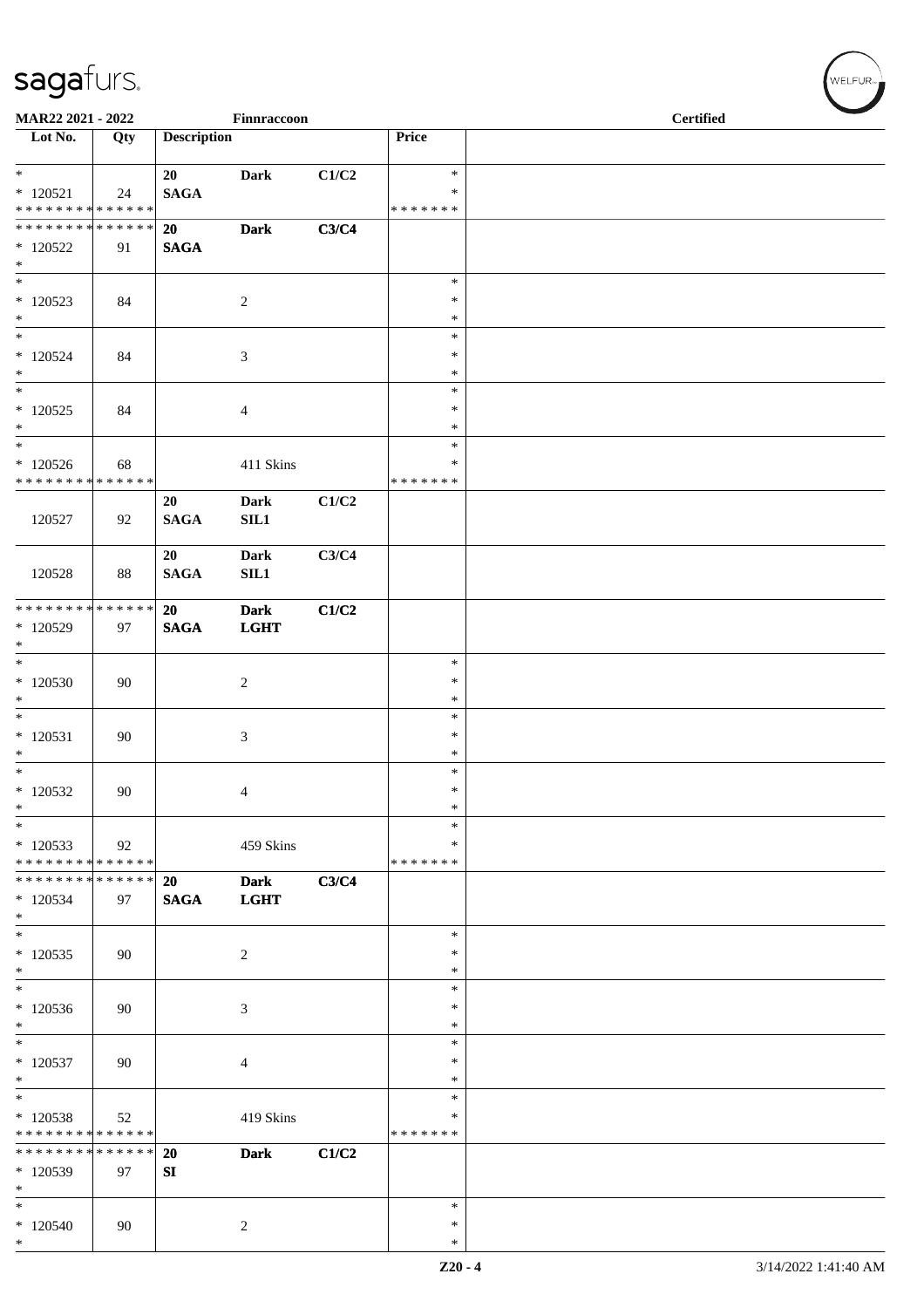| Lot No. | Qty | Description | | | Price | |
|---|---|---|---|---|---|---|
| * | | 20 | Dark | C1/C2 | * | |
| * 120521 | 24 | SAGA | | | * | |
| * * * * * * * * * * * * * * | | | | | * * * * * * * | |
| * * * * * * * * * * * * * * | | 20 | Dark | C3/C4 | | |
| * 120522 | 91 | SAGA | | | | |
| * | | | | | | |
| * | | | | | * | |
| * 120523 | 84 | | 2 | | * | |
| * | | | | | * | |
| * | | | | | * | |
| * 120524 | 84 | | 3 | | * | |
| * | | | | | * | |
| * | | | | | * | |
| * 120525 | 84 | | 4 | | * | |
| * | | | | | * | |
| * | | | | | * | |
| * 120526 | 68 | | 411 Skins | | * | |
| * * * * * * * * * * * * * * | | | | | * * * * * * * | |
| | | 20 | Dark | C1/C2 | | |
| 120527 | 92 | SAGA | SIL1 | | | |
| | | 20 | Dark | C3/C4 | | |
| 120528 | 88 | SAGA | SIL1 | | | |
| * * * * * * * * * * * * * * | | 20 | Dark | C1/C2 | | |
| * 120529 | 97 | SAGA | LGHT | | | |
| * | | | | | | |
| * | | | | | * | |
| * 120530 | 90 | | 2 | | * | |
| * | | | | | * | |
| * | | | | | * | |
| * 120531 | 90 | | 3 | | * | |
| * | | | | | * | |
| * | | | | | * | |
| * 120532 | 90 | | 4 | | * | |
| * | | | | | * | |
| * | | | | | * | |
| * 120533 | 92 | | 459 Skins | | * | |
| * * * * * * * * * * * * * * | | | | | * * * * * * * | |
| * * * * * * * * * * * * * * | | 20 | Dark | C3/C4 | | |
| * 120534 | 97 | SAGA | LGHT | | | |
| * | | | | | | |
| * | | | | | * | |
| * 120535 | 90 | | 2 | | * | |
| * | | | | | * | |
| * | | | | | * | |
| * 120536 | 90 | | 3 | | * | |
| * | | | | | * | |
| * | | | | | * | |
| * 120537 | 90 | | 4 | | * | |
| * | | | | | * | |
| * | | | | | * | |
| * 120538 | 52 | | 419 Skins | | * | |
| * * * * * * * * * * * * * * | | | | | * * * * * * * | |
| * * * * * * * * * * * * * * | | 20 | Dark | C1/C2 | | |
| * 120539 | 97 | SI | | | | |
| * | | | | | | |
| * | | | | | * | |
| * 120540 | 90 | | 2 | | * | |
| * | | | | | * | |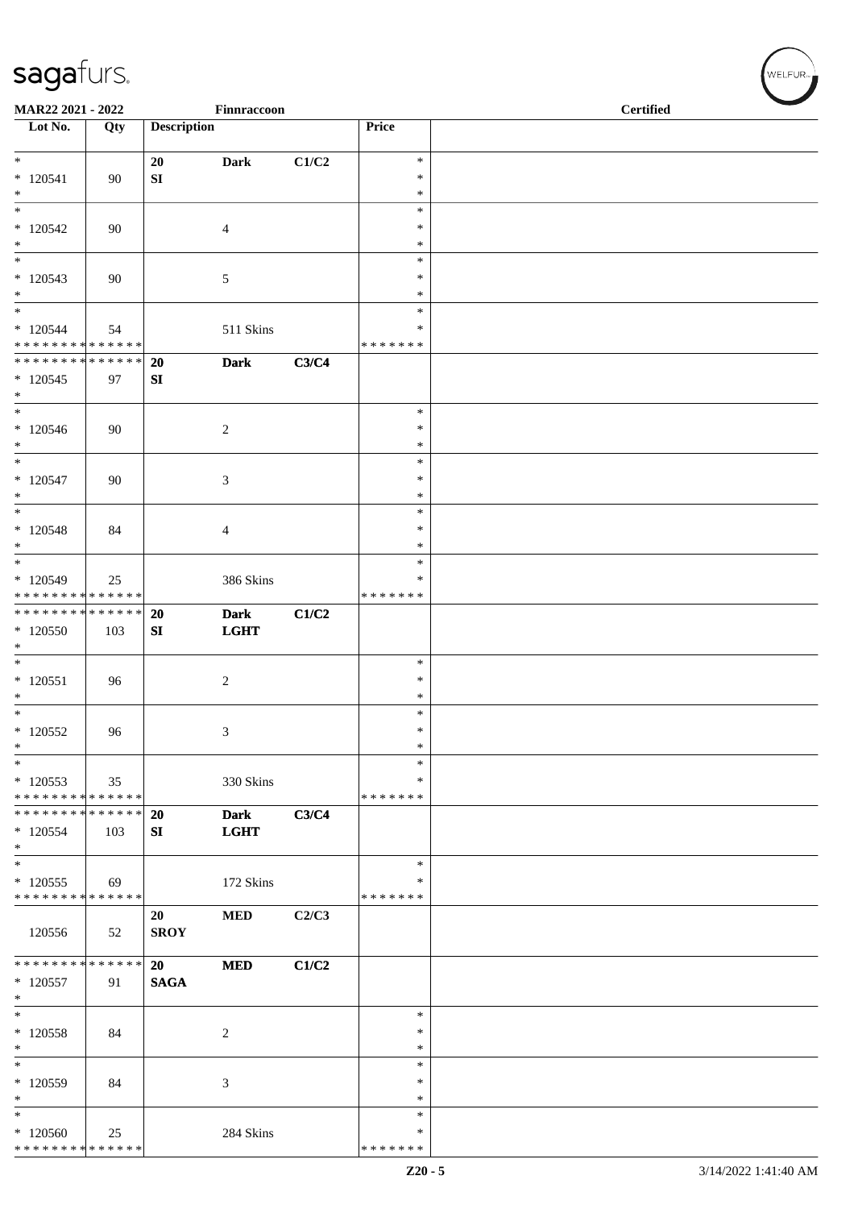| Lot No. | Qty | Description | | | Price | |
|---|---|---|---|---|---|---|
| * <br> * 120541 <br> * | 90 | 20 <br> SI | Dark | C1/C2 | * <br> * <br> * | |
| * <br> * 120542 <br> * | 90 | | 4 | | * <br> * <br> * | |
| * <br> * 120543 <br> * | 90 | | 5 | | * <br> * <br> * | |
| * <br> * 120544 <br> * * * * * * * * * * * * * * | 54 | | 511 Skins | | * <br> * <br> * * * * * * * | |
| * * * * * * * * * * * * * * <br> * 120545 <br> * | 97 | 20 <br> SI | Dark | C3/C4 | | |
| * <br> * 120546 <br> * | 90 | | 2 | | * <br> * <br> * | |
| * <br> * 120547 <br> * | 90 | | 3 | | * <br> * <br> * | |
| * <br> * 120548 <br> * | 84 | | 4 | | * <br> * <br> * | |
| * <br> * 120549 <br> * * * * * * * * * * * * * * | 25 | | 386 Skins | | * <br> * <br> * * * * * * * | |
| * * * * * * * * * * * * * * <br> * 120550 <br> * | 103 | 20 <br> SI | Dark <br> LGHT | C1/C2 | | |
| * <br> * 120551 <br> * | 96 | | 2 | | * <br> * <br> * | |
| * <br> * 120552 <br> * | 96 | | 3 | | * <br> * <br> * | |
| * <br> * 120553 <br> * * * * * * * * * * * * * * | 35 | | 330 Skins | | * <br> * <br> * * * * * * * | |
| * * * * * * * * * * * * * * <br> * 120554 <br> * | 103 | 20 <br> SI | Dark <br> LGHT | C3/C4 | | |
| * <br> * 120555 <br> * * * * * * * * * * * * * * | 69 | | 172 Skins | | * <br> * <br> * * * * * * * | |
| 120556 | 52 | 20 <br> SROY | MED | C2/C3 | | |
| * * * * * * * * * * * * * * <br> * 120557 <br> * | 91 | 20 <br> SAGA | MED | C1/C2 | | |
| * <br> * 120558 <br> * | 84 | | 2 | | * <br> * <br> * | |
| * <br> * 120559 <br> * | 84 | | 3 | | * <br> * <br> * | |
| * <br> * 120560 <br> * * * * * * * * * * * * * * | 25 | | 284 Skins | | * <br> * <br> * * * * * * * | |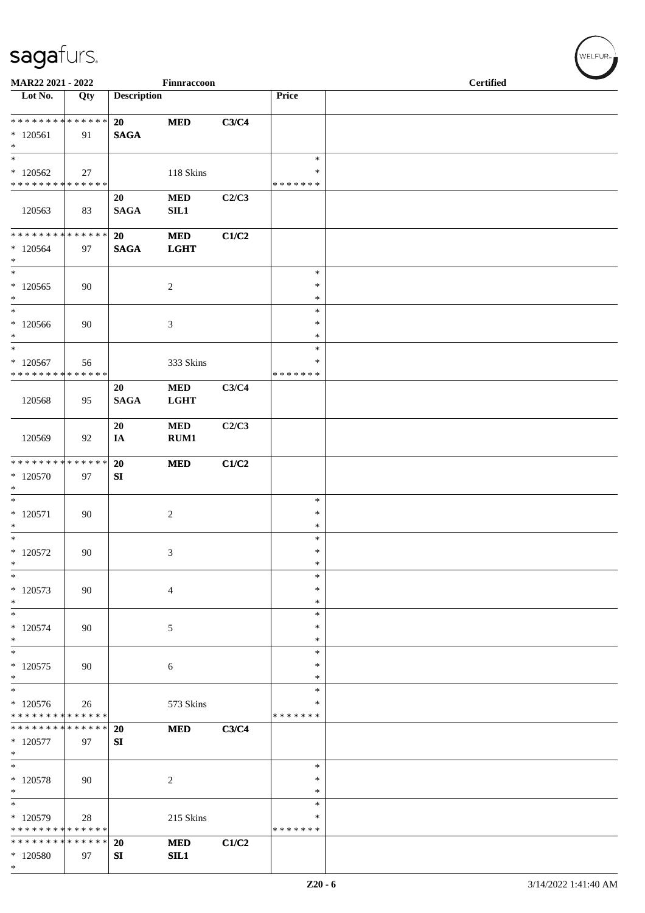MAR22 2021 - 2022 Finnraccoon Certified

| Lot No. | Qty | Description | | | Price | |
|---|---|---|---|---|---|---|
| * * * * * * * * * * * * * * | | 20 | MED | C3/C4 | | |
| * 120561 | 91 | SAGA | | | | |
| * | | | | | | |
| * | | | | | * | |
| * 120562 | 27 | | 118 Skins | | * | |
| * * * * * * * * * * * * * * | | | | | * * * * * * * | |
| | | 20 | MED | C2/C3 | | |
| 120563 | 83 | SAGA | SIL1 | | | |
| * * * * * * * * * * * * * * | | 20 | MED | C1/C2 | | |
| * 120564 | 97 | SAGA | LGHT | | | |
| * | | | | | | |
| * | | | | | * | |
| * 120565 | 90 | | 2 | | * | |
| * | | | | | * | |
| * | | | | | * | |
| * 120566 | 90 | | 3 | | * | |
| * | | | | | * | |
| * | | | | | * | |
| * 120567 | 56 | | 333 Skins | | * | |
| * * * * * * * * * * * * * * | | | | | * * * * * * * | |
| | | 20 | MED | C3/C4 | | |
| 120568 | 95 | SAGA | LGHT | | | |
| | | 20 | MED | C2/C3 | | |
| 120569 | 92 | IA | RUM1 | | | |
| * * * * * * * * * * * * * * | | 20 | MED | C1/C2 | | |
| * 120570 | 97 | SI | | | | |
| * | | | | | | |
| * | | | | | * | |
| * 120571 | 90 | | 2 | | * | |
| * | | | | | * | |
| * | | | | | * | |
| * 120572 | 90 | | 3 | | * | |
| * | | | | | * | |
| * | | | | | * | |
| * 120573 | 90 | | 4 | | * | |
| * | | | | | * | |
| * | | | | | * | |
| * 120574 | 90 | | 5 | | * | |
| * | | | | | * | |
| * | | | | | * | |
| * 120575 | 90 | | 6 | | * | |
| * | | | | | * | |
| * | | | | | * | |
| * 120576 | 26 | | 573 Skins | | * | |
| * * * * * * * * * * * * * * | | | | | * * * * * * * | |
| * * * * * * * * * * * * * * | | 20 | MED | C3/C4 | | |
| * 120577 | 97 | SI | | | | |
| * | | | | | | |
| * | | | | | * | |
| * 120578 | 90 | | 2 | | * | |
| * | | | | | * | |
| * | | | | | * | |
| * 120579 | 28 | | 215 Skins | | * | |
| * * * * * * * * * * * * * * | | | | | * * * * * * * | |
| * * * * * * * * * * * * * * | | 20 | MED | C1/C2 | | |
| * 120580 | 97 | SI | SIL1 | | | |
| * | | | | | | |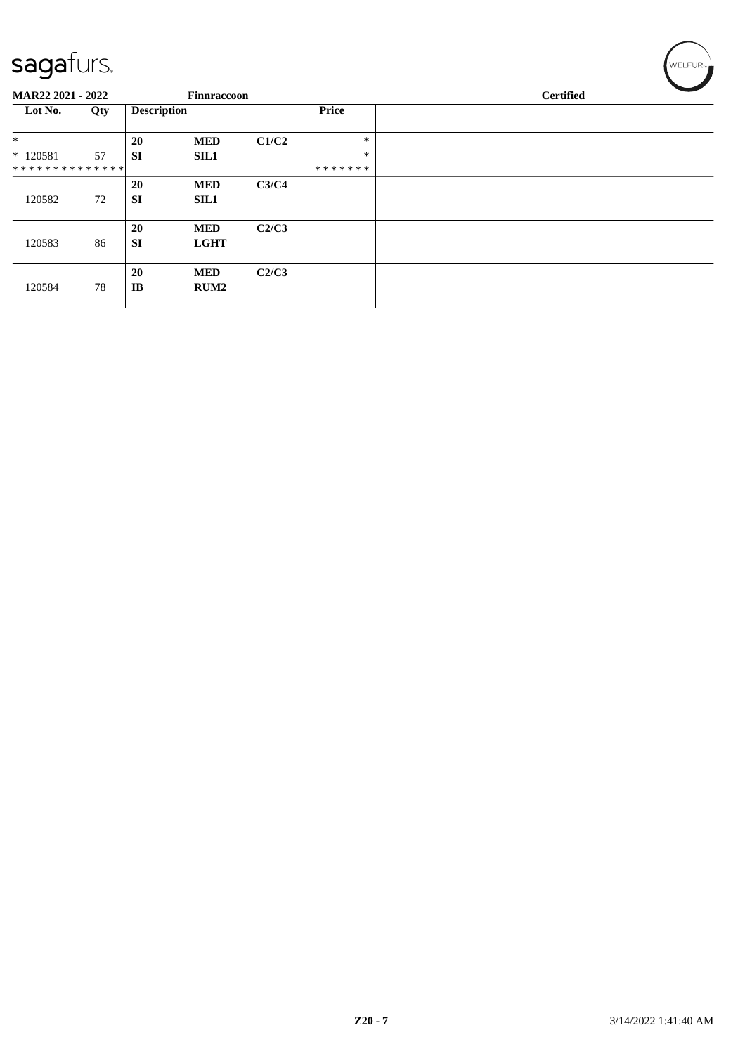sagafurs.

**MAR22 2021 - 2022** | **Finnraccoon** | **Certified**

| Lot No. | Qty | Description | | | Price | |
|---|---|---|---|---|---|---|
| * <br> * 120581 <br> ************** | 57 | 20 <br> SI | MED <br> SIL1 | C1/C2 | * <br> * <br> ******* | |
| 120582 | 72 | 20 <br> SI | MED <br> SIL1 | C3/C4 | | |
| 120583 | 86 | 20 <br> SI | MED <br> LGHT | C2/C3 | | |
| 120584 | 78 | 20 <br> IB | MED <br> RUM2 | C2/C3 | | |

Z20 - 7

3/14/2022 1:41:40 AM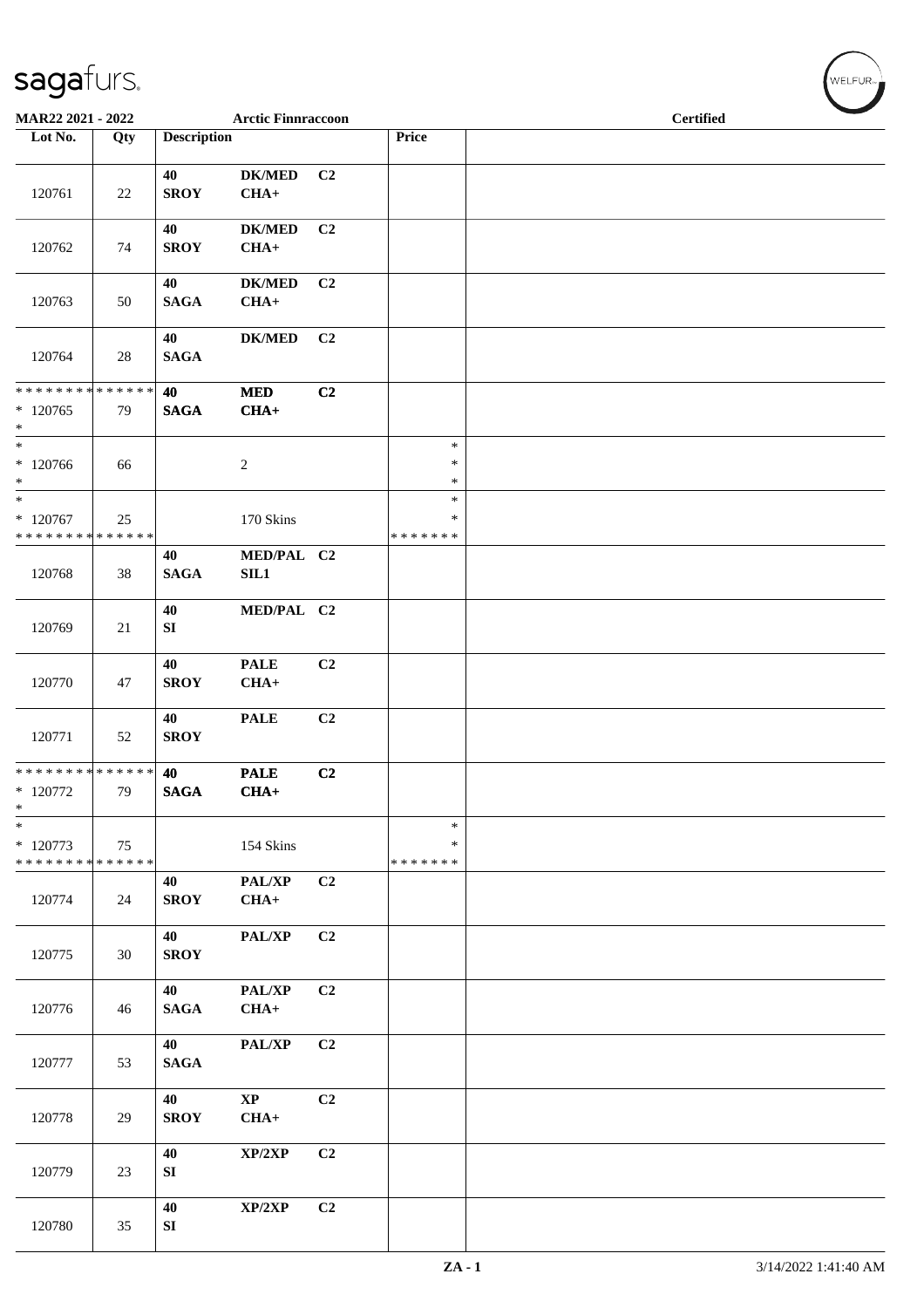**MAR22 2021 - 2022** **Arctic Finnraccoon** **Certified**

| Lot No. | Qty | Description | | | Price | |
|---|---|---|---|---|---|---|
| 120761 | 22 | 40 SROY | DK/MED CHA+ | C2 | | |
| 120762 | 74 | 40 SROY | DK/MED CHA+ | C2 | | |
| 120763 | 50 | 40 SAGA | DK/MED CHA+ | C2 | | |
| 120764 | 28 | 40 SAGA | DK/MED | C2 | | |
| * * * * * * * * * * * * * * * 120765 * | 79 | 40 SAGA | MED CHA+ | C2 | | |
| * * 120766 * | 66 | | 2 | | * * * | |
| * * 120767 * * * * * * * * * * * * * * | 25 | | 170 Skins | | * * * * * * * * | |
| 120768 | 38 | 40 SAGA | MED/PAL SIL1 | C2 | | |
| 120769 | 21 | 40 SI | MED/PAL | C2 | | |
| 120770 | 47 | 40 SROY | PALE CHA+ | C2 | | |
| 120771 | 52 | 40 SROY | PALE | C2 | | |
| * * * * * * * * * * * * * * * 120772 * | 79 | 40 SAGA | PALE CHA+ | C2 | | |
| * * 120773 * * * * * * * * * * * * * * | 75 | | 154 Skins | | * * * * * * * * | |
| 120774 | 24 | 40 SROY | PAL/XP CHA+ | C2 | | |
| 120775 | 30 | 40 SROY | PAL/XP | C2 | | |
| 120776 | 46 | 40 SAGA | PAL/XP CHA+ | C2 | | |
| 120777 | 53 | 40 SAGA | PAL/XP | C2 | | |
| 120778 | 29 | 40 SROY | XP CHA+ | C2 | | |
| 120779 | 23 | 40 SI | XP/2XP | C2 | | |
| 120780 | 35 | 40 SI | XP/2XP | C2 | | |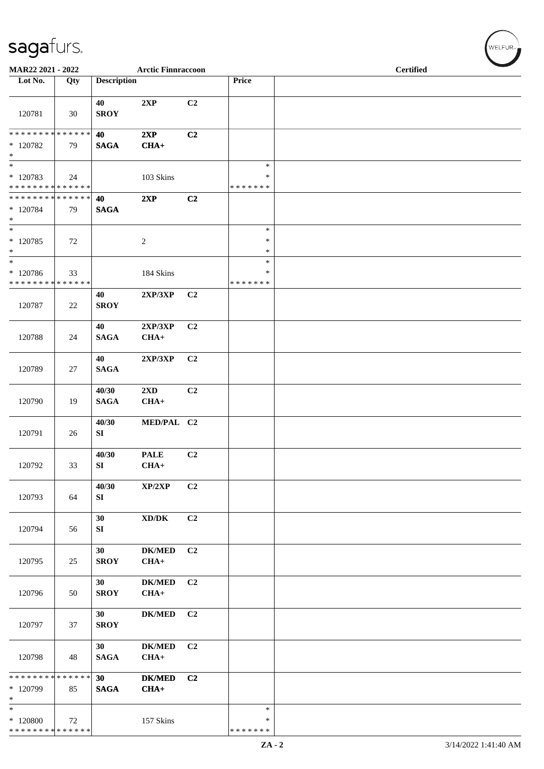**MAR22 2021 - 2022** **Arctic Finnraccoon** **Certified**

| Lot No. | Qty | Description | | | Price | |
|---|---|---|---|---|---|---|
| 120781 | 30 | **40** **SROY** | **2XP** | **C2** | | |
| * * * * * * * * * * * * * * * 120782 * | 79 | **40** **SAGA** | **2XP** **CHA+** | **C2** | | |
| * * 120783 * * * * * * * * * * * * * * | 24 | | 103 Skins | | * * * * * * * * * | |
| * * * * * * * * * * * * * * * 120784 * | 79 | **40** **SAGA** | **2XP** | **C2** | | |
| * * 120785 * | 72 | | 2 | | * * * | |
| * * 120786 * * * * * * * * * * * * * * | 33 | | 184 Skins | | * * * * * * * * * | |
| 120787 | 22 | **40** **SROY** | **2XP/3XP** | **C2** | | |
| 120788 | 24 | **40** **SAGA** | **2XP/3XP** **CHA+** | **C2** | | |
| 120789 | 27 | **40** **SAGA** | **2XP/3XP** | **C2** | | |
| 120790 | 19 | **40/30** **SAGA** | **2XD** **CHA+** | **C2** | | |
| 120791 | 26 | **40/30** **SI** | **MED/PAL** | **C2** | | |
| 120792 | 33 | **40/30** **SI** | **PALE** **CHA+** | **C2** | | |
| 120793 | 64 | **40/30** **SI** | **XP/2XP** | **C2** | | |
| 120794 | 56 | **30** **SI** | **XD/DK** | **C2** | | |
| 120795 | 25 | **30** **SROY** | **DK/MED** **CHA+** | **C2** | | |
| 120796 | 50 | **30** **SROY** | **DK/MED** **CHA+** | **C2** | | |
| 120797 | 37 | **30** **SROY** | **DK/MED** | **C2** | | |
| 120798 | 48 | **30** **SAGA** | **DK/MED** **CHA+** | **C2** | | |
| * * * * * * * * * * * * * * * 120799 * | 85 | **30** **SAGA** | **DK/MED** **CHA+** | **C2** | | |
| * * 120800 * * * * * * * * * * * * * * | 72 | | 157 Skins | | * * * * * * * * * | |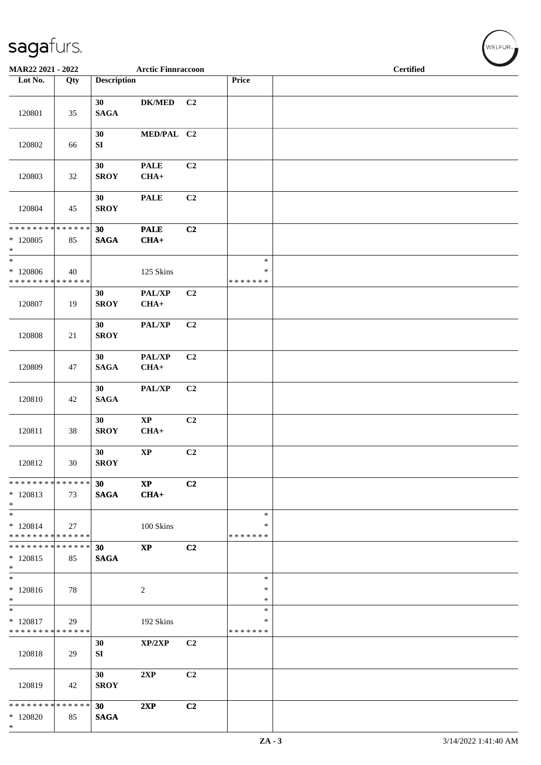MAR22 2021 - 2022 | Arctic Finnraccoon | Certified

| Lot No. | Qty | Description | | | Price | |
|---|---|---|---|---|---|---|
| 120801 | 35 | 30 SAGA | DK/MED | C2 | | |
| 120802 | 66 | 30 SI | MED/PAL | C2 | | |
| 120803 | 32 | 30 SROY | PALE CHA+ | C2 | | |
| 120804 | 45 | 30 SROY | PALE | C2 | | |
| * * * * * * * * * * * * * * 120805 * | 85 | 30 SAGA | PALE CHA+ | C2 | | |
| * * 120806 * * * * * * * * * * * * * * | 40 | | 125 Skins | | * * * * * * * * * | |
| 120807 | 19 | 30 SROY | PAL/XP CHA+ | C2 | | |
| 120808 | 21 | 30 SROY | PAL/XP | C2 | | |
| 120809 | 47 | 30 SAGA | PAL/XP CHA+ | C2 | | |
| 120810 | 42 | 30 SAGA | PAL/XP | C2 | | |
| 120811 | 38 | 30 SROY | XP CHA+ | C2 | | |
| 120812 | 30 | 30 SROY | XP | C2 | | |
| * * * * * * * * * * * * * * 120813 * | 73 | 30 SAGA | XP CHA+ | C2 | | |
| * * 120814 * * * * * * * * * * * * * * | 27 | | 100 Skins | | * * * * * * * * * | |
| * * * * * * * * * * * * * * 120815 * | 85 | 30 SAGA | XP | C2 | | |
| * * 120816 * | 78 | | 2 | | * * * | |
| * * 120817 * * * * * * * * * * * * * * | 29 | | 192 Skins | | * * * * * * * * * | |
| 120818 | 29 | 30 SI | XP/2XP | C2 | | |
| 120819 | 42 | 30 SROY | 2XP | C2 | | |
| * * * * * * * * * * * * * * 120820 * | 85 | 30 SAGA | 2XP | C2 | | |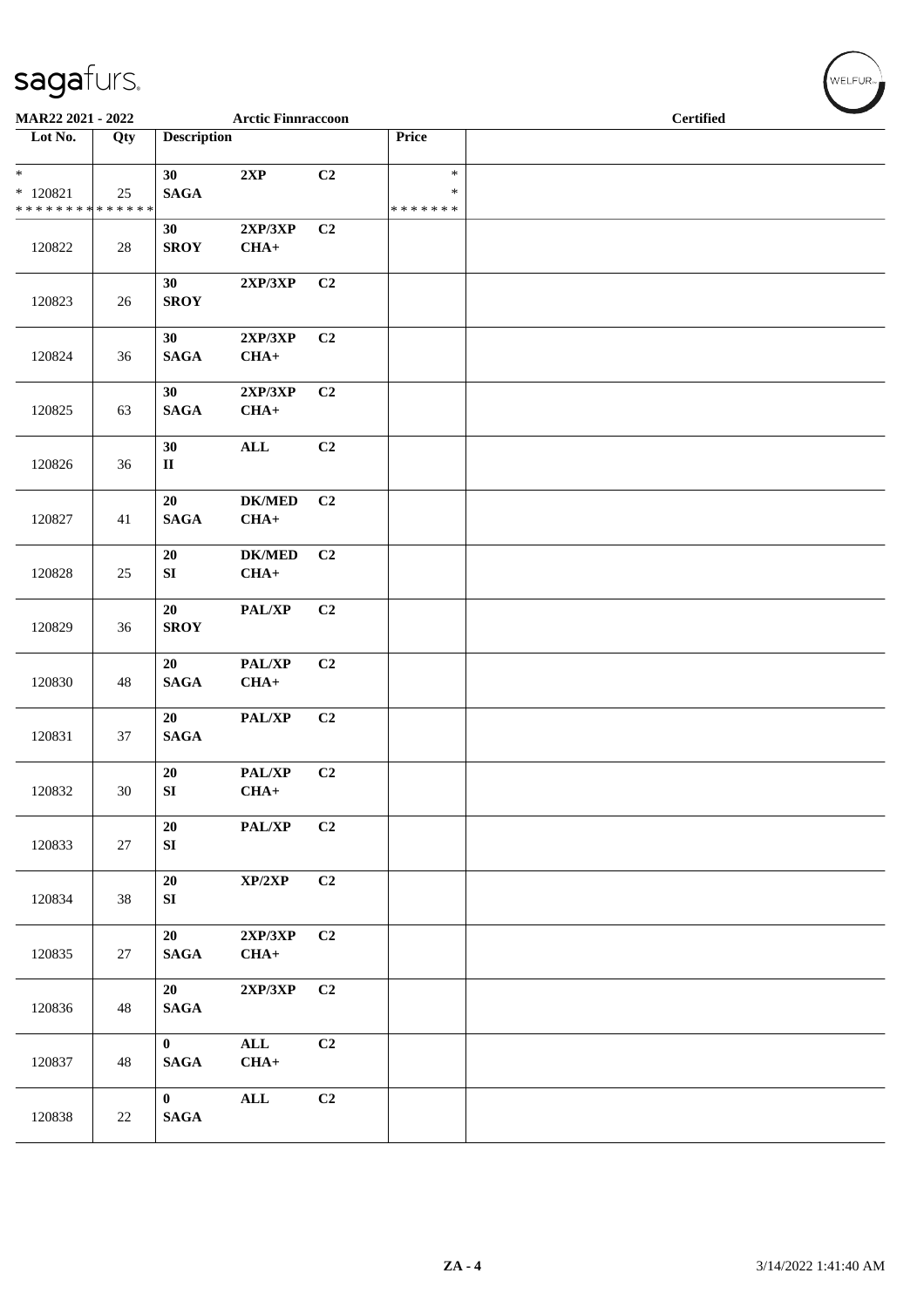MAR22 2021 - 2022 Arctic Finnraccoon Certified

| Lot No. | Qty | Description | | | Price | |
|---|---|---|---|---|---|---|
| * <br> * 120821 <br> * * * * * * * * * * * * * * | 25 | 30 <br> SAGA | 2XP | C2 | * <br> * <br> * * * * * * * | |
| 120822 | 28 | 30 <br> SROY | 2XP/3XP <br> CHA+ | C2 | | |
| 120823 | 26 | 30 <br> SROY | 2XP/3XP | C2 | | |
| 120824 | 36 | 30 <br> SAGA | 2XP/3XP <br> CHA+ | C2 | | |
| 120825 | 63 | 30 <br> SAGA | 2XP/3XP <br> CHA+ | C2 | | |
| 120826 | 36 | 30 <br> II | ALL | C2 | | |
| 120827 | 41 | 20 <br> SAGA | DK/MED <br> CHA+ | C2 | | |
| 120828 | 25 | 20 <br> SI | DK/MED <br> CHA+ | C2 | | |
| 120829 | 36 | 20 <br> SROY | PAL/XP | C2 | | |
| 120830 | 48 | 20 <br> SAGA | PAL/XP <br> CHA+ | C2 | | |
| 120831 | 37 | 20 <br> SAGA | PAL/XP | C2 | | |
| 120832 | 30 | 20 <br> SI | PAL/XP <br> CHA+ | C2 | | |
| 120833 | 27 | 20 <br> SI | PAL/XP | C2 | | |
| 120834 | 38 | 20 <br> SI | XP/2XP | C2 | | |
| 120835 | 27 | 20 <br> SAGA | 2XP/3XP <br> CHA+ | C2 | | |
| 120836 | 48 | 20 <br> SAGA | 2XP/3XP | C2 | | |
| 120837 | 48 | 0 <br> SAGA | ALL <br> CHA+ | C2 | | |
| 120838 | 22 | 0 <br> SAGA | ALL | C2 | | |

ZA - 4 3/14/2022 1:41:40 AM